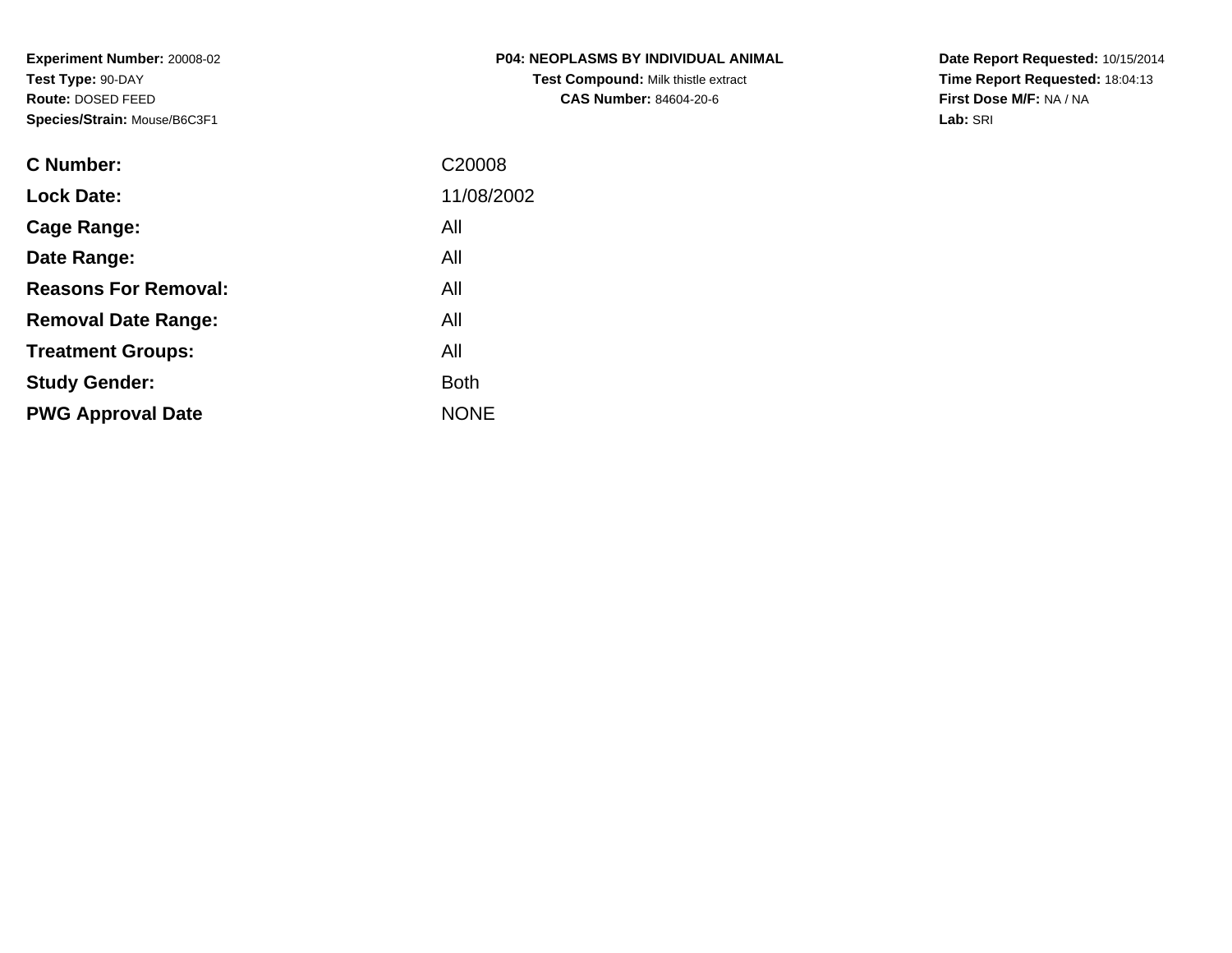**Experiment Number:** 20008-02
**Test Type:** 90-DAY
**Route:** DOSED FEED
**Species/Strain:** Mouse/B6C3F1

**P04: NEOPLASMS BY INDIVIDUAL ANIMAL**
**Test Compound:** Milk thistle extract
**CAS Number:** 84604-20-6

**Date Report Requested:** 10/15/2014
**Time Report Requested:** 18:04:13
**First Dose M/F:** NA / NA
**Lab:** SRI

| | |
|---|---|
| **C Number:** | C20008 |
| **Lock Date:** | 11/08/2002 |
| **Cage Range:** | All |
| **Date Range:** | All |
| **Reasons For Removal:** | All |
| **Removal Date Range:** | All |
| **Treatment Groups:** | All |
| **Study Gender:** | Both |
| **PWG Approval Date** | NONE |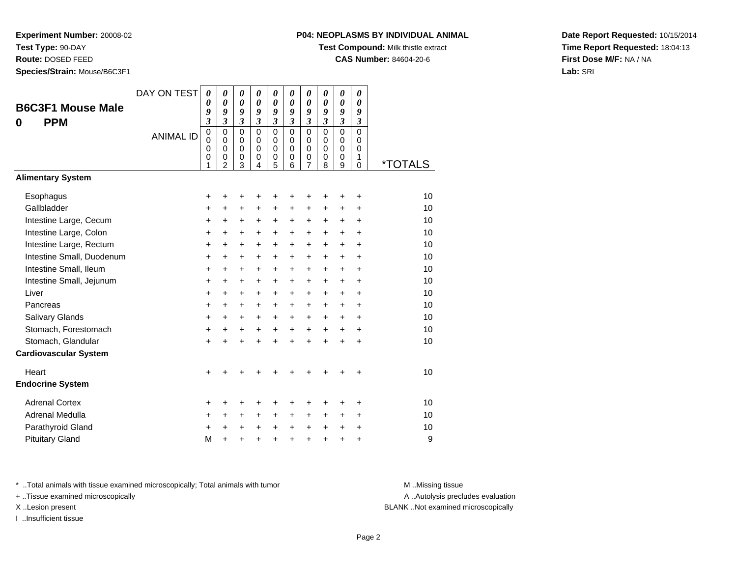**Experiment Number:** 20008-02
**Test Type:** 90-DAY
**Route:** DOSED FEED
**Species/Strain:** Mouse/B6C3F1

**P04: NEOPLASMS BY INDIVIDUAL ANIMAL**
**Test Compound:** Milk thistle extract
**CAS Number:** 84604-20-6

**Date Report Requested:** 10/15/2014
**Time Report Requested:** 18:04:13
**First Dose M/F:** NA / NA
**Lab:** SRI

## B6C3F1 Mouse Male
## 0 PPM

| DAY ON TEST | 0093 | 0093 | 0093 | 0093 | 0093 | 0093 | 0093 | 0093 | 0093 | 0093 | |
|---|---|---|---|---|---|---|---|---|---|---|---|
| ANIMAL ID | 00001 | 00002 | 00003 | 00004 | 00005 | 00006 | 00007 | 00008 | 00009 | 00010 | *TOTALS |
| **Alimentary System** | | | | | | | | | | | |
| Esophagus | + | + | + | + | + | + | + | + | + | + | 10 |
| Gallbladder | + | + | + | + | + | + | + | + | + | + | 10 |
| Intestine Large, Cecum | + | + | + | + | + | + | + | + | + | + | 10 |
| Intestine Large, Colon | + | + | + | + | + | + | + | + | + | + | 10 |
| Intestine Large, Rectum | + | + | + | + | + | + | + | + | + | + | 10 |
| Intestine Small, Duodenum | + | + | + | + | + | + | + | + | + | + | 10 |
| Intestine Small, Ileum | + | + | + | + | + | + | + | + | + | + | 10 |
| Intestine Small, Jejunum | + | + | + | + | + | + | + | + | + | + | 10 |
| Liver | + | + | + | + | + | + | + | + | + | + | 10 |
| Pancreas | + | + | + | + | + | + | + | + | + | + | 10 |
| Salivary Glands | + | + | + | + | + | + | + | + | + | + | 10 |
| Stomach, Forestomach | + | + | + | + | + | + | + | + | + | + | 10 |
| Stomach, Glandular | + | + | + | + | + | + | + | + | + | + | 10 |
| **Cardiovascular System** | | | | | | | | | | | |
| Heart | + | + | + | + | + | + | + | + | + | + | 10 |
| **Endocrine System** | | | | | | | | | | | |
| Adrenal Cortex | + | + | + | + | + | + | + | + | + | + | 10 |
| Adrenal Medulla | + | + | + | + | + | + | + | + | + | + | 10 |
| Parathyroid Gland | + | + | + | + | + | + | + | + | + | + | 10 |
| Pituitary Gland | M | + | + | + | + | + | + | + | + | + | 9 |

* ..Total animals with tissue examined microscopically; Total animals with tumor
+ ..Tissue examined microscopically
X ..Lesion present
I ..Insufficient tissue

M ..Missing tissue
A ..Autolysis precludes evaluation
BLANK ..Not examined microscopically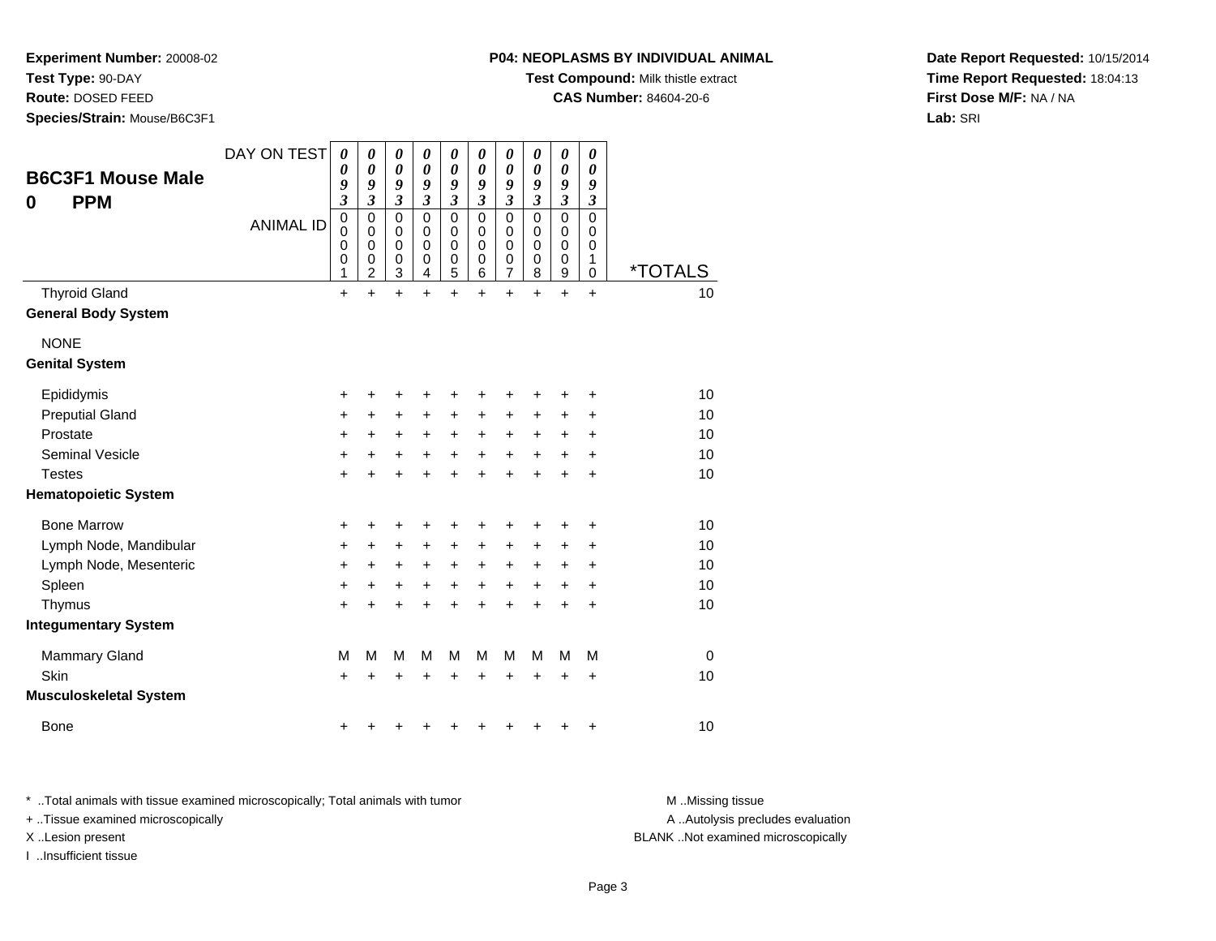**Experiment Number:** 20008-02
**Test Type:** 90-DAY
**Route:** DOSED FEED
**Species/Strain:** Mouse/B6C3F1

**P04: NEOPLASMS BY INDIVIDUAL ANIMAL**
**Test Compound:** Milk thistle extract
**CAS Number:** 84604-20-6

**Date Report Requested:** 10/15/2014
**Time Report Requested:** 18:04:13
**First Dose M/F:** NA / NA
**Lab:** SRI

## B6C3F1 Mouse Male
## 0 PPM

| DAY ON TEST | 0093 | 0093 | 0093 | 0093 | 0093 | 0093 | 0093 | 0093 | 0093 | 0093 | |
|---|---|---|---|---|---|---|---|---|---|---|---|
| **ANIMAL ID** | 00001 | 00002 | 00003 | 00004 | 00005 | 00006 | 00007 | 00008 | 00009 | 00010 | ***TOTALS** |
| Thyroid Gland | + | + | + | + | + | + | + | + | + | + | 10 |
| **General Body System** | | | | | | | | | | | |
| NONE | | | | | | | | | | | |
| **Genital System** | | | | | | | | | | | |
| Epididymis | + | + | + | + | + | + | + | + | + | + | 10 |
| Preputial Gland | + | + | + | + | + | + | + | + | + | + | 10 |
| Prostate | + | + | + | + | + | + | + | + | + | + | 10 |
| Seminal Vesicle | + | + | + | + | + | + | + | + | + | + | 10 |
| Testes | + | + | + | + | + | + | + | + | + | + | 10 |
| **Hematopoietic System** | | | | | | | | | | | |
| Bone Marrow | + | + | + | + | + | + | + | + | + | + | 10 |
| Lymph Node, Mandibular | + | + | + | + | + | + | + | + | + | + | 10 |
| Lymph Node, Mesenteric | + | + | + | + | + | + | + | + | + | + | 10 |
| Spleen | + | + | + | + | + | + | + | + | + | + | 10 |
| Thymus | + | + | + | + | + | + | + | + | + | + | 10 |
| **Integumentary System** | | | | | | | | | | | |
| Mammary Gland | M | M | M | M | M | M | M | M | M | M | 0 |
| Skin | + | + | + | + | + | + | + | + | + | + | 10 |
| **Musculoskeletal System** | | | | | | | | | | | |
| Bone | + | + | + | + | + | + | + | + | + | + | 10 |

* ..Total animals with tissue examined microscopically; Total animals with tumor
+ ..Tissue examined microscopically
X ..Lesion present
I ..Insufficient tissue

M ..Missing tissue
A ..Autolysis precludes evaluation
BLANK ..Not examined microscopically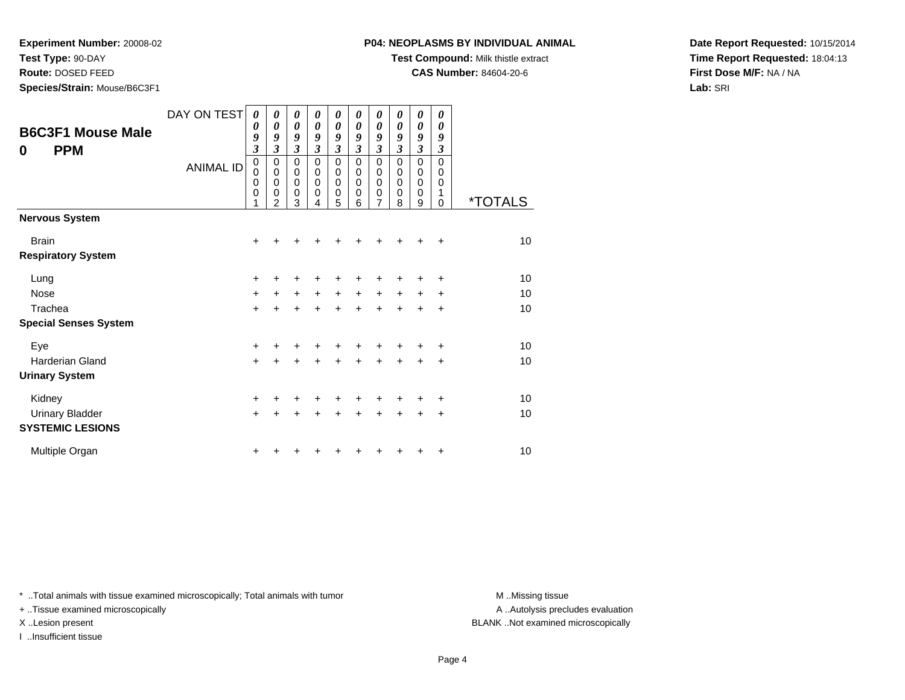**Experiment Number:** 20008-02
**Test Type:** 90-DAY
**Route:** DOSED FEED
**Species/Strain:** Mouse/B6C3F1

**P04: NEOPLASMS BY INDIVIDUAL ANIMAL**
**Test Compound:** Milk thistle extract
**CAS Number:** 84604-20-6

**Date Report Requested:** 10/15/2014
**Time Report Requested:** 18:04:13
**First Dose M/F:** NA / NA
**Lab:** SRI

## B6C3F1 Mouse Male
## 0 PPM

| DAY ON TEST | 0093 | 0093 | 0093 | 0093 | 0093 | 0093 | 0093 | 0093 | 0093 | 0093 | |
|---|---|---|---|---|---|---|---|---|---|---|---|
| ANIMAL ID | 00001 | 00002 | 00003 | 00004 | 00005 | 00006 | 00007 | 00008 | 00009 | 00010 | *TOTALS |
| **Nervous System** | | | | | | | | | | | |
| Brain | + | + | + | + | + | + | + | + | + | + | 10 |
| **Respiratory System** | | | | | | | | | | | |
| Lung | + | + | + | + | + | + | + | + | + | + | 10 |
| Nose | + | + | + | + | + | + | + | + | + | + | 10 |
| Trachea | + | + | + | + | + | + | + | + | + | + | 10 |
| **Special Senses System** | | | | | | | | | | | |
| Eye | + | + | + | + | + | + | + | + | + | + | 10 |
| Harderian Gland | + | + | + | + | + | + | + | + | + | + | 10 |
| **Urinary System** | | | | | | | | | | | |
| Kidney | + | + | + | + | + | + | + | + | + | + | 10 |
| Urinary Bladder | + | + | + | + | + | + | + | + | + | + | 10 |
| **SYSTEMIC LESIONS** | | | | | | | | | | | |
| Multiple Organ | + | + | + | + | + | + | + | + | + | + | 10 |

* ..Total animals with tissue examined microscopically; Total animals with tumor
+ ..Tissue examined microscopically
X ..Lesion present
I ..Insufficient tissue

M ..Missing tissue
A ..Autolysis precludes evaluation
BLANK ..Not examined microscopically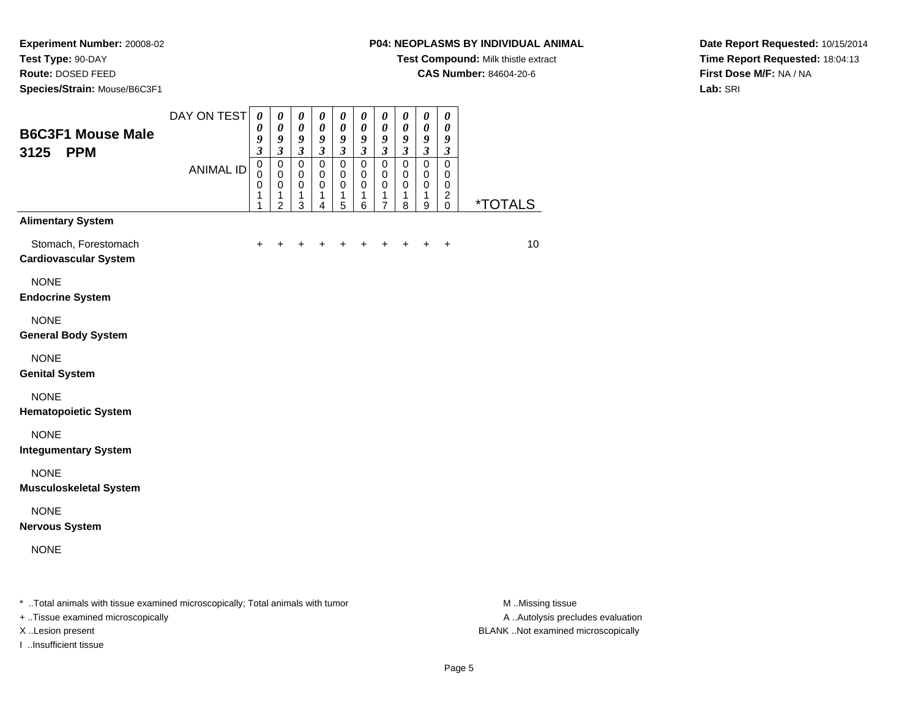**Experiment Number:** 20008-02
**Test Type:** 90-DAY
**Route:** DOSED FEED
**Species/Strain:** Mouse/B6C3F1

**P04: NEOPLASMS BY INDIVIDUAL ANIMAL**
**Test Compound:** Milk thistle extract
**CAS Number:** 84604-20-6

**Date Report Requested:** 10/15/2014
**Time Report Requested:** 18:04:13
**First Dose M/F:** NA / NA
**Lab:** SRI

## B6C3F1 Mouse Male 3125 PPM

| DAY ON TEST | 0093 | 0093 | 0093 | 0093 | 0093 | 0093 | 0093 | 0093 | 0093 | 0093 | |
|---|---|---|---|---|---|---|---|---|---|---|---|
| ANIMAL ID | 00011 | 00012 | 00013 | 00014 | 00015 | 00016 | 00017 | 00018 | 00019 | 00020 | *TOTALS |
| **Alimentary System** | | | | | | | | | | | |
| Stomach, Forestomach | + | + | + | + | + | + | + | + | + | + | 10 |
| **Cardiovascular System** | | | | | | | | | | | |
| NONE | | | | | | | | | | | |
| **Endocrine System** | | | | | | | | | | | |
| NONE | | | | | | | | | | | |
| **General Body System** | | | | | | | | | | | |
| NONE | | | | | | | | | | | |
| **Genital System** | | | | | | | | | | | |
| NONE | | | | | | | | | | | |
| **Hematopoietic System** | | | | | | | | | | | |
| NONE | | | | | | | | | | | |
| **Integumentary System** | | | | | | | | | | | |
| NONE | | | | | | | | | | | |
| **Musculoskeletal System** | | | | | | | | | | | |
| NONE | | | | | | | | | | | |
| **Nervous System** | | | | | | | | | | | |
| NONE | | | | | | | | | | | |

* ..Total animals with tissue examined microscopically; Total animals with tumor
+ ..Tissue examined microscopically
X ..Lesion present
I ..Insufficient tissue

M ..Missing tissue
A ..Autolysis precludes evaluation
BLANK ..Not examined microscopically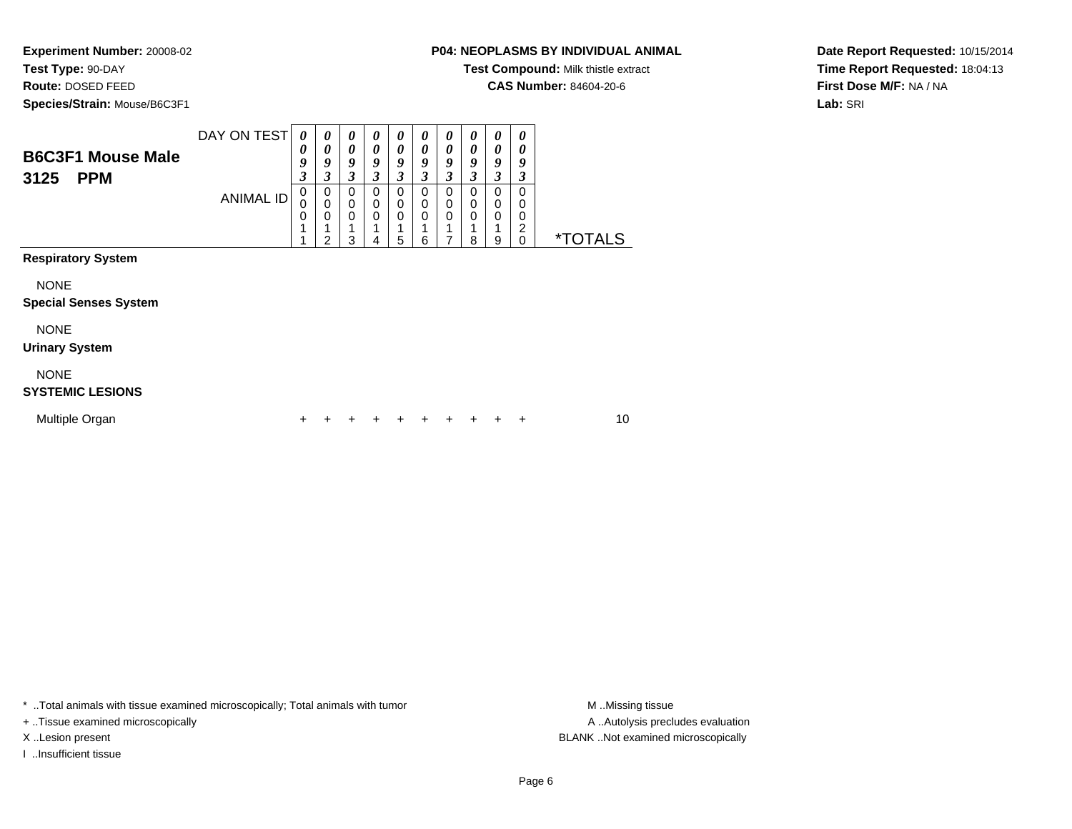**Experiment Number:** 20008-02
**Test Type:** 90-DAY
**Route:** DOSED FEED
**Species/Strain:** Mouse/B6C3F1

**P04: NEOPLASMS BY INDIVIDUAL ANIMAL**
**Test Compound:** Milk thistle extract
**CAS Number:** 84604-20-6

**Date Report Requested:** 10/15/2014
**Time Report Requested:** 18:04:13
**First Dose M/F:** NA / NA
**Lab:** SRI

## B6C3F1 Mouse Male
## 3125 PPM

| DAY ON TEST | 0093 | 0093 | 0093 | 0093 | 0093 | 0093 | 0093 | 0093 | 0093 | 0093 | |
|---|---|---|---|---|---|---|---|---|---|---|---|
| ANIMAL ID | 00011 | 00012 | 00013 | 00014 | 00015 | 00016 | 00017 | 00018 | 00019 | 00020 | *TOTALS |
| **Respiratory System** | | | | | | | | | | | |
| NONE | | | | | | | | | | | |
| **Special Senses System** | | | | | | | | | | | |
| NONE | | | | | | | | | | | |
| **Urinary System** | | | | | | | | | | | |
| NONE | | | | | | | | | | | |
| **SYSTEMIC LESIONS** | | | | | | | | | | | |
| Multiple Organ | + | + | + | + | + | + | + | + | + | + | 10 |

* ..Total animals with tissue examined microscopically; Total animals with tumor
+ ..Tissue examined microscopically
X ..Lesion present
I ..Insufficient tissue

M ..Missing tissue
A ..Autolysis precludes evaluation
BLANK ..Not examined microscopically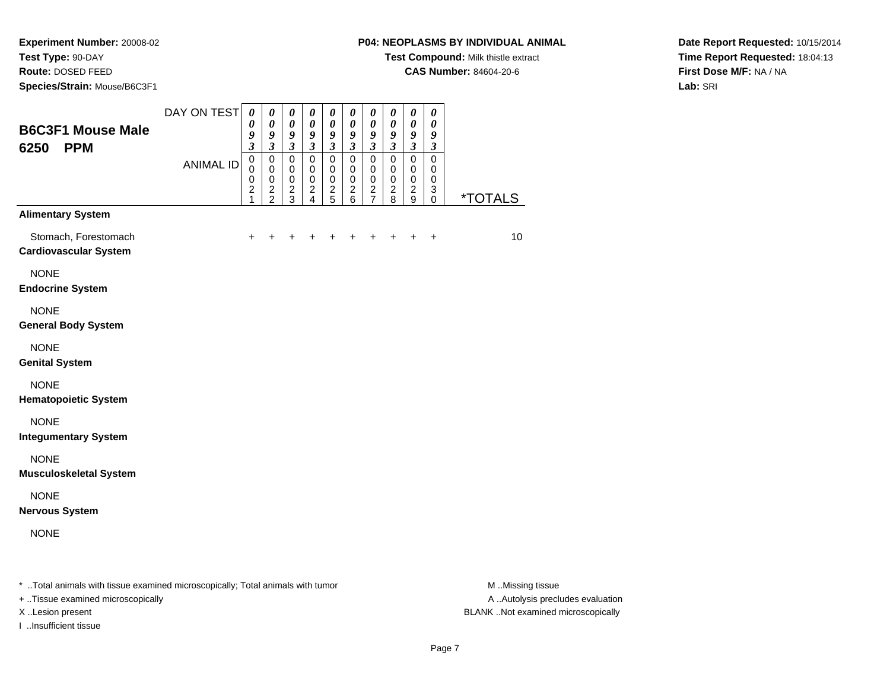**Experiment Number:** 20008-02
**Test Type:** 90-DAY
**Route:** DOSED FEED
**Species/Strain:** Mouse/B6C3F1

**P04: NEOPLASMS BY INDIVIDUAL ANIMAL**
**Test Compound:** Milk thistle extract
**CAS Number:** 84604-20-6

**Date Report Requested:** 10/15/2014
**Time Report Requested:** 18:04:13
**First Dose M/F:** NA / NA
**Lab:** SRI

## B6C3F1 Mouse Male 6250 PPM

| DAY ON TEST | 0093 | 0093 | 0093 | 0093 | 0093 | 0093 | 0093 | 0093 | 0093 | 0093 | |
|---|---|---|---|---|---|---|---|---|---|---|---|
| **ANIMAL ID** | 00021 | 00022 | 00023 | 00024 | 00025 | 00026 | 00027 | 00028 | 00029 | 00030 | ***TOTALS** |
| **Alimentary System** | | | | | | | | | | | |
| Stomach, Forestomach | + | + | + | + | + | + | + | + | + | + | 10 |
| **Cardiovascular System** | | | | | | | | | | | |
| NONE | | | | | | | | | | | |
| **Endocrine System** | | | | | | | | | | | |
| NONE | | | | | | | | | | | |
| **General Body System** | | | | | | | | | | | |
| NONE | | | | | | | | | | | |
| **Genital System** | | | | | | | | | | | |
| NONE | | | | | | | | | | | |
| **Hematopoietic System** | | | | | | | | | | | |
| NONE | | | | | | | | | | | |
| **Integumentary System** | | | | | | | | | | | |
| NONE | | | | | | | | | | | |
| **Musculoskeletal System** | | | | | | | | | | | |
| NONE | | | | | | | | | | | |
| **Nervous System** | | | | | | | | | | | |
| NONE | | | | | | | | | | | |

* ..Total animals with tissue examined microscopically; Total animals with tumor
+ ..Tissue examined microscopically
X ..Lesion present
I ..Insufficient tissue

M ..Missing tissue
A ..Autolysis precludes evaluation
BLANK ..Not examined microscopically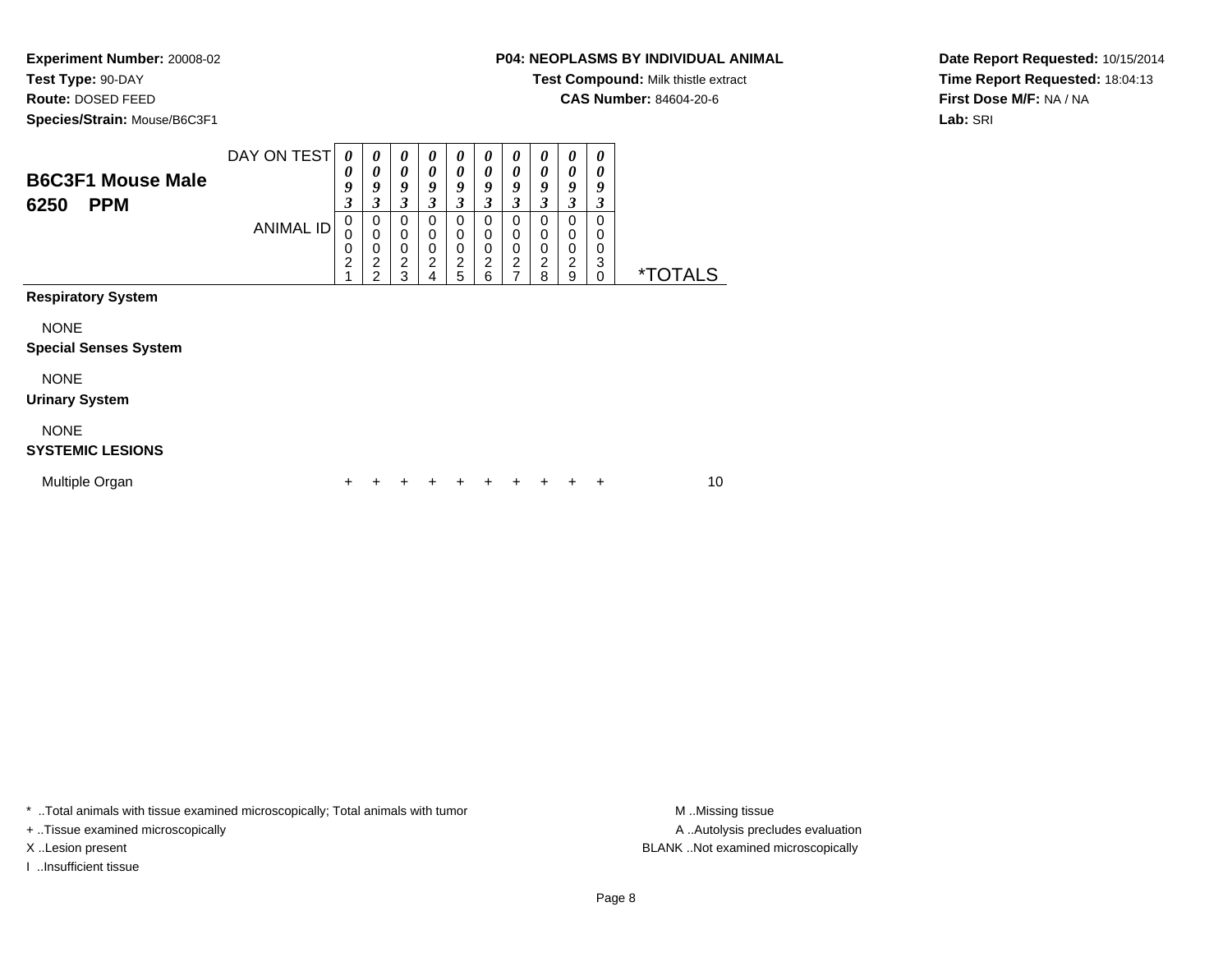**Experiment Number:** 20008-02
**Test Type:** 90-DAY
**Route:** DOSED FEED
**Species/Strain:** Mouse/B6C3F1

**P04: NEOPLASMS BY INDIVIDUAL ANIMAL**
**Test Compound:** Milk thistle extract
**CAS Number:** 84604-20-6

**Date Report Requested:** 10/15/2014
**Time Report Requested:** 18:04:13
**First Dose M/F:** NA / NA
**Lab:** SRI

## B6C3F1 Mouse Male
## 6250 PPM

| | | | | | | | | | | | |
|---|---|---|---|---|---|---|---|---|---|---|---|
| DAY ON TEST | 0093 | 0093 | 0093 | 0093 | 0093 | 0093 | 0093 | 0093 | 0093 | 0093 | |
| ANIMAL ID | 00021 | 00022 | 00023 | 00024 | 00025 | 00026 | 00027 | 00028 | 00029 | 00030 | *TOTALS |
| **Respiratory System** | | | | | | | | | | | |
| NONE | | | | | | | | | | | |
| **Special Senses System** | | | | | | | | | | | |
| NONE | | | | | | | | | | | |
| **Urinary System** | | | | | | | | | | | |
| NONE | | | | | | | | | | | |
| **SYSTEMIC LESIONS** | | | | | | | | | | | |
| Multiple Organ | + | + | + | + | + | + | + | + | + | + | 10 |

* ..Total animals with tissue examined microscopically; Total animals with tumor
+ ..Tissue examined microscopically
X ..Lesion present
I ..Insufficient tissue

M ..Missing tissue
A ..Autolysis precludes evaluation
BLANK ..Not examined microscopically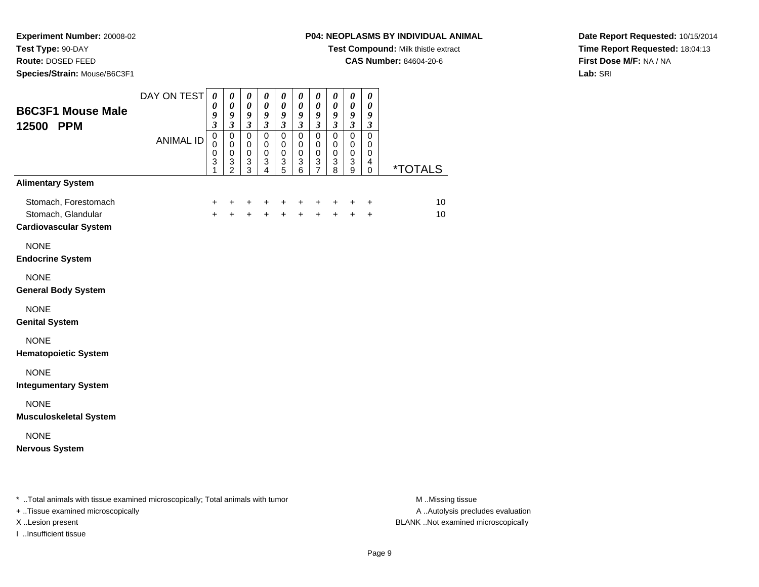**Experiment Number:** 20008-02
**Test Type:** 90-DAY
**Route:** DOSED FEED
**Species/Strain:** Mouse/B6C3F1

**P04: NEOPLASMS BY INDIVIDUAL ANIMAL**
**Test Compound:** Milk thistle extract
**CAS Number:** 84604-20-6

**Date Report Requested:** 10/15/2014
**Time Report Requested:** 18:04:13
**First Dose M/F:** NA / NA
**Lab:** SRI

## B6C3F1 Mouse Male 12500 PPM

| DAY ON TEST | 0093 | 0093 | 0093 | 0093 | 0093 | 0093 | 0093 | 0093 | 0093 | 0093 | |
|---|---|---|---|---|---|---|---|---|---|---|---|
| ANIMAL ID | 00031 | 00032 | 00033 | 00034 | 00035 | 00036 | 00037 | 00038 | 00039 | 00040 | *TOTALS |
| **Alimentary System** | | | | | | | | | | | |
| Stomach, Forestomach | + | + | + | + | + | + | + | + | + | + | 10 |
| Stomach, Glandular | + | + | + | + | + | + | + | + | + | + | 10 |
| **Cardiovascular System** | | | | | | | | | | | |
| NONE | | | | | | | | | | | |
| **Endocrine System** | | | | | | | | | | | |
| NONE | | | | | | | | | | | |
| **General Body System** | | | | | | | | | | | |
| NONE | | | | | | | | | | | |
| **Genital System** | | | | | | | | | | | |
| NONE | | | | | | | | | | | |
| **Hematopoietic System** | | | | | | | | | | | |
| NONE | | | | | | | | | | | |
| **Integumentary System** | | | | | | | | | | | |
| NONE | | | | | | | | | | | |
| **Musculoskeletal System** | | | | | | | | | | | |
| NONE | | | | | | | | | | | |
| **Nervous System** | | | | | | | | | | | |

* ..Total animals with tissue examined microscopically; Total animals with tumor
+ ..Tissue examined microscopically
X ..Lesion present
I ..Insufficient tissue

M ..Missing tissue
A ..Autolysis precludes evaluation
BLANK ..Not examined microscopically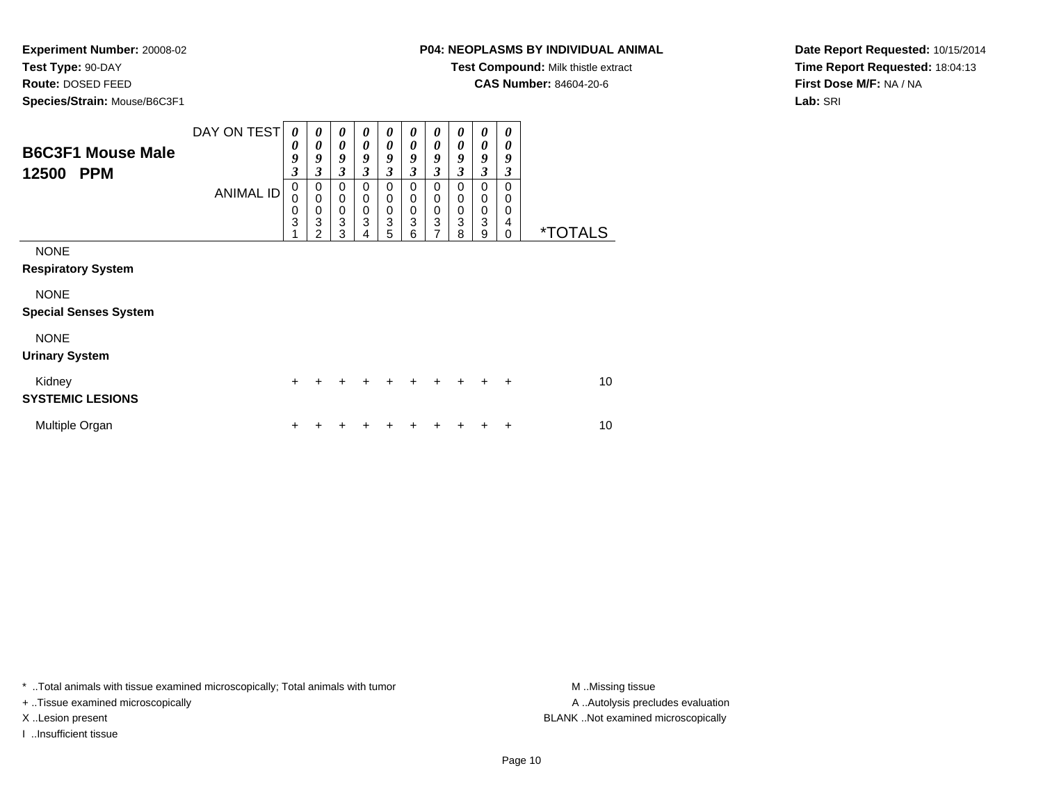**Experiment Number:** 20008-02
**Test Type:** 90-DAY
**Route:** DOSED FEED
**Species/Strain:** Mouse/B6C3F1

**P04: NEOPLASMS BY INDIVIDUAL ANIMAL**
**Test Compound:** Milk thistle extract
**CAS Number:** 84604-20-6

**Date Report Requested:** 10/15/2014
**Time Report Requested:** 18:04:13
**First Dose M/F:** NA / NA
**Lab:** SRI

## B6C3F1 Mouse Male 12500 PPM

| DAY ON TEST | 0093 | 0093 | 0093 | 0093 | 0093 | 0093 | 0093 | 0093 | 0093 | 0093 | |
|---|---|---|---|---|---|---|---|---|---|---|---|
| ANIMAL ID | 00031 | 00032 | 00033 | 00034 | 00035 | 00036 | 00037 | 00038 | 00039 | 00040 | *TOTALS |
| NONE | | | | | | | | | | | |
| **Respiratory System** | | | | | | | | | | | |
| NONE | | | | | | | | | | | |
| **Special Senses System** | | | | | | | | | | | |
| NONE | | | | | | | | | | | |
| **Urinary System** | | | | | | | | | | | |
| Kidney | + | + | + | + | + | + | + | + | + | + | 10 |
| **SYSTEMIC LESIONS** | | | | | | | | | | | |
| Multiple Organ | + | + | + | + | + | + | + | + | + | + | 10 |

* ..Total animals with tissue examined microscopically; Total animals with tumor
+ ..Tissue examined microscopically
X ..Lesion present
I ..Insufficient tissue

M ..Missing tissue
A ..Autolysis precludes evaluation
BLANK ..Not examined microscopically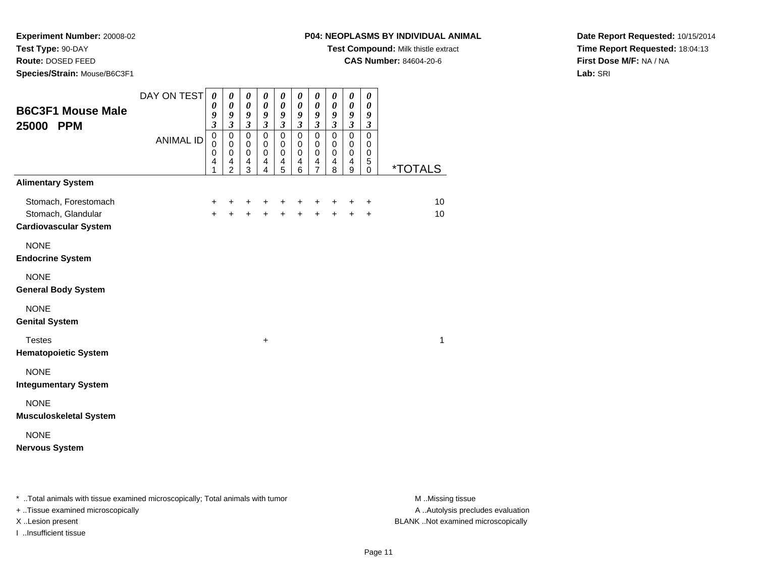**Experiment Number:** 20008-02
**Test Type:** 90-DAY
**Route:** DOSED FEED
**Species/Strain:** Mouse/B6C3F1

**P04: NEOPLASMS BY INDIVIDUAL ANIMAL**
**Test Compound:** Milk thistle extract
**CAS Number:** 84604-20-6

**Date Report Requested:** 10/15/2014
**Time Report Requested:** 18:04:13
**First Dose M/F:** NA / NA
**Lab:** SRI

## B6C3F1 Mouse Male 25000 PPM

| DAY ON TEST | 0093 | 0093 | 0093 | 0093 | 0093 | 0093 | 0093 | 0093 | 0093 | 0093 | |
|---|---|---|---|---|---|---|---|---|---|---|---|
| ANIMAL ID | 00041 | 00042 | 00043 | 00044 | 00045 | 00046 | 00047 | 00048 | 00049 | 00050 | *TOTALS |
| **Alimentary System** | | | | | | | | | | | |
| Stomach, Forestomach | + | + | + | + | + | + | + | + | + | + | 10 |
| Stomach, Glandular | + | + | + | + | + | + | + | + | + | + | 10 |
| **Cardiovascular System** | | | | | | | | | | | |
| NONE | | | | | | | | | | | |
| **Endocrine System** | | | | | | | | | | | |
| NONE | | | | | | | | | | | |
| **General Body System** | | | | | | | | | | | |
| NONE | | | | | | | | | | | |
| **Genital System** | | | | | | | | | | | |
| Testes | | | | + | | | | | | | 1 |
| **Hematopoietic System** | | | | | | | | | | | |
| NONE | | | | | | | | | | | |
| **Integumentary System** | | | | | | | | | | | |
| NONE | | | | | | | | | | | |
| **Musculoskeletal System** | | | | | | | | | | | |
| NONE | | | | | | | | | | | |
| **Nervous System** | | | | | | | | | | | |

* ..Total animals with tissue examined microscopically; Total animals with tumor
+ ..Tissue examined microscopically
X ..Lesion present
I ..Insufficient tissue

M ..Missing tissue
A ..Autolysis precludes evaluation
BLANK ..Not examined microscopically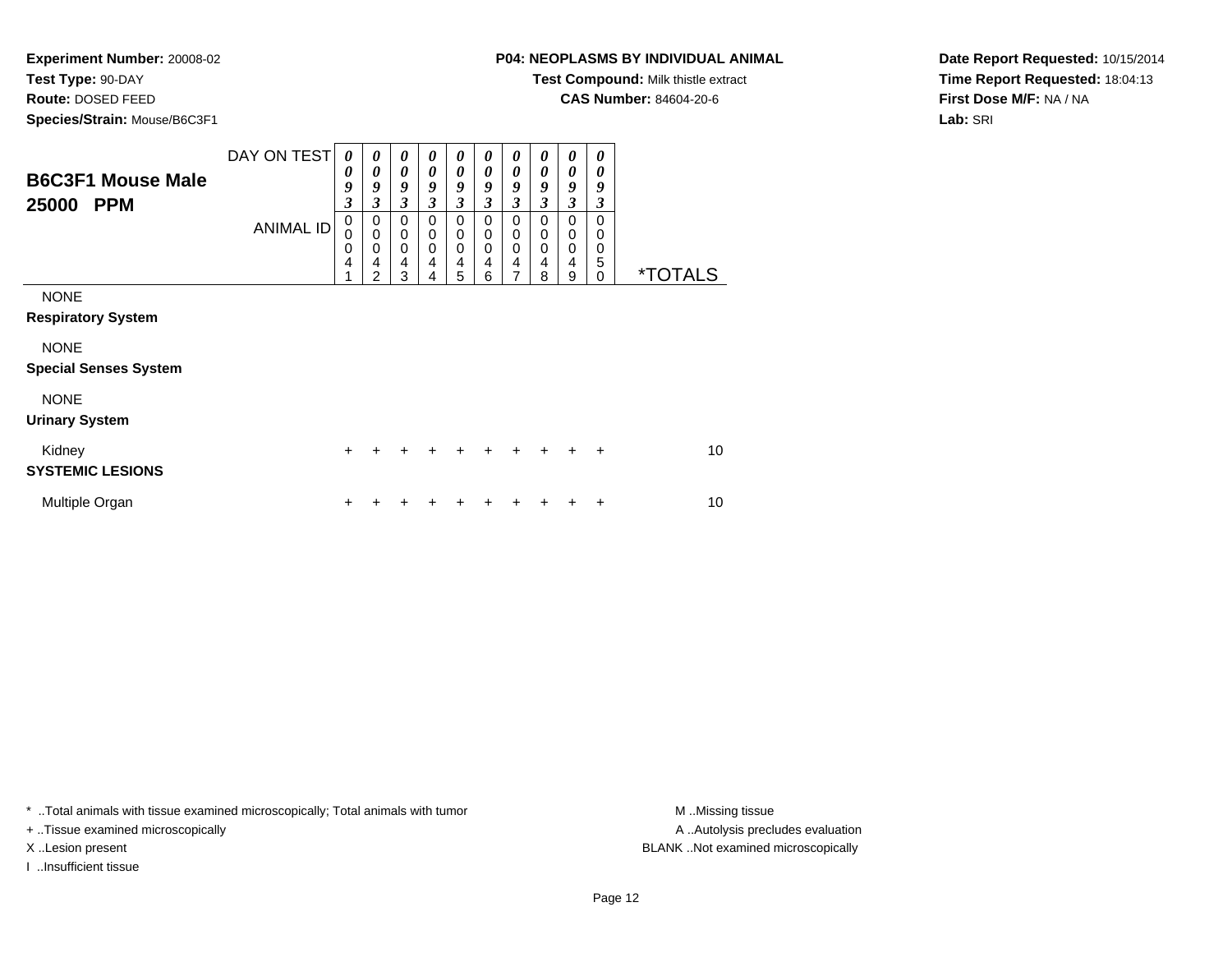**Experiment Number:** 20008-02
**Test Type:** 90-DAY
**Route:** DOSED FEED
**Species/Strain:** Mouse/B6C3F1

**P04: NEOPLASMS BY INDIVIDUAL ANIMAL**
**Test Compound:** Milk thistle extract
**CAS Number:** 84604-20-6

**Date Report Requested:** 10/15/2014
**Time Report Requested:** 18:04:13
**First Dose M/F:** NA / NA
**Lab:** SRI

## B6C3F1 Mouse Male 25000 PPM

| DAY ON TEST | 0093 | 0093 | 0093 | 0093 | 0093 | 0093 | 0093 | 0093 | 0093 | 0093 | |
|---|---|---|---|---|---|---|---|---|---|---|---|
| ANIMAL ID | 00041 | 00042 | 00043 | 00044 | 00045 | 00046 | 00047 | 00048 | 00049 | 00050 | *TOTALS |
| NONE | | | | | | | | | | | |
| **Respiratory System** | | | | | | | | | | | |
| NONE | | | | | | | | | | | |
| **Special Senses System** | | | | | | | | | | | |
| NONE | | | | | | | | | | | |
| **Urinary System** | | | | | | | | | | | |
| Kidney | + | + | + | + | + | + | + | + | + | + | 10 |
| **SYSTEMIC LESIONS** | | | | | | | | | | | |
| Multiple Organ | + | + | + | + | + | + | + | + | + | + | 10 |

* ..Total animals with tissue examined microscopically; Total animals with tumor
+ ..Tissue examined microscopically
X ..Lesion present
I ..Insufficient tissue

M ..Missing tissue
A ..Autolysis precludes evaluation
BLANK ..Not examined microscopically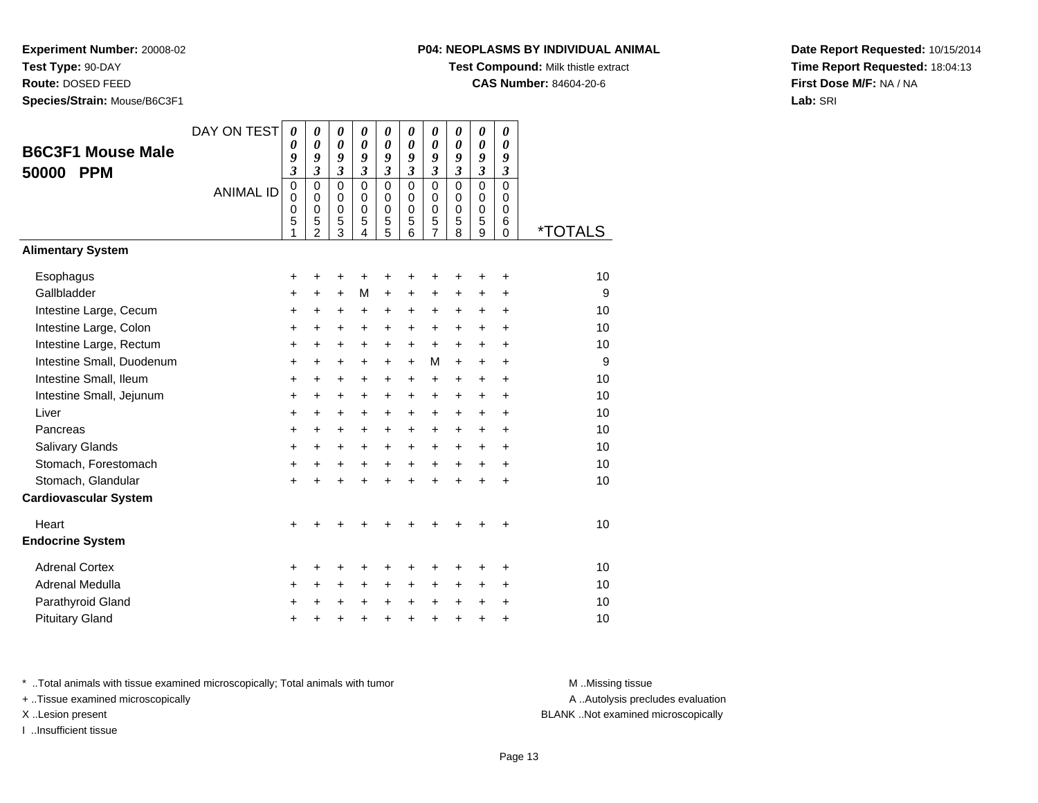**Experiment Number:** 20008-02
**Test Type:** 90-DAY
**Route:** DOSED FEED
**Species/Strain:** Mouse/B6C3F1

**P04: NEOPLASMS BY INDIVIDUAL ANIMAL**
**Test Compound:** Milk thistle extract
**CAS Number:** 84604-20-6

**Date Report Requested:** 10/15/2014
**Time Report Requested:** 18:04:13
**First Dose M/F:** NA / NA
**Lab:** SRI

## B6C3F1 Mouse Male 50000 PPM

| DAY ON TEST | 0093 | 0093 | 0093 | 0093 | 0093 | 0093 | 0093 | 0093 | 0093 | 0093 | |
|---|---|---|---|---|---|---|---|---|---|---|---|
| ANIMAL ID | 00051 | 00052 | 00053 | 00054 | 00055 | 00056 | 00057 | 00058 | 00059 | 00060 | *TOTALS |
| **Alimentary System** | | | | | | | | | | | |
| Esophagus | + | + | + | + | + | + | + | + | + | + | 10 |
| Gallbladder | + | + | + | M | + | + | + | + | + | + | 9 |
| Intestine Large, Cecum | + | + | + | + | + | + | + | + | + | + | 10 |
| Intestine Large, Colon | + | + | + | + | + | + | + | + | + | + | 10 |
| Intestine Large, Rectum | + | + | + | + | + | + | + | + | + | + | 10 |
| Intestine Small, Duodenum | + | + | + | + | + | + | M | + | + | + | 9 |
| Intestine Small, Ileum | + | + | + | + | + | + | + | + | + | + | 10 |
| Intestine Small, Jejunum | + | + | + | + | + | + | + | + | + | + | 10 |
| Liver | + | + | + | + | + | + | + | + | + | + | 10 |
| Pancreas | + | + | + | + | + | + | + | + | + | + | 10 |
| Salivary Glands | + | + | + | + | + | + | + | + | + | + | 10 |
| Stomach, Forestomach | + | + | + | + | + | + | + | + | + | + | 10 |
| Stomach, Glandular | + | + | + | + | + | + | + | + | + | + | 10 |
| **Cardiovascular System** | | | | | | | | | | | |
| Heart | + | + | + | + | + | + | + | + | + | + | 10 |
| **Endocrine System** | | | | | | | | | | | |
| Adrenal Cortex | + | + | + | + | + | + | + | + | + | + | 10 |
| Adrenal Medulla | + | + | + | + | + | + | + | + | + | + | 10 |
| Parathyroid Gland | + | + | + | + | + | + | + | + | + | + | 10 |
| Pituitary Gland | + | + | + | + | + | + | + | + | + | + | 10 |

* ..Total animals with tissue examined microscopically; Total animals with tumor
+ ..Tissue examined microscopically
X ..Lesion present
I ..Insufficient tissue

M ..Missing tissue
A ..Autolysis precludes evaluation
BLANK ..Not examined microscopically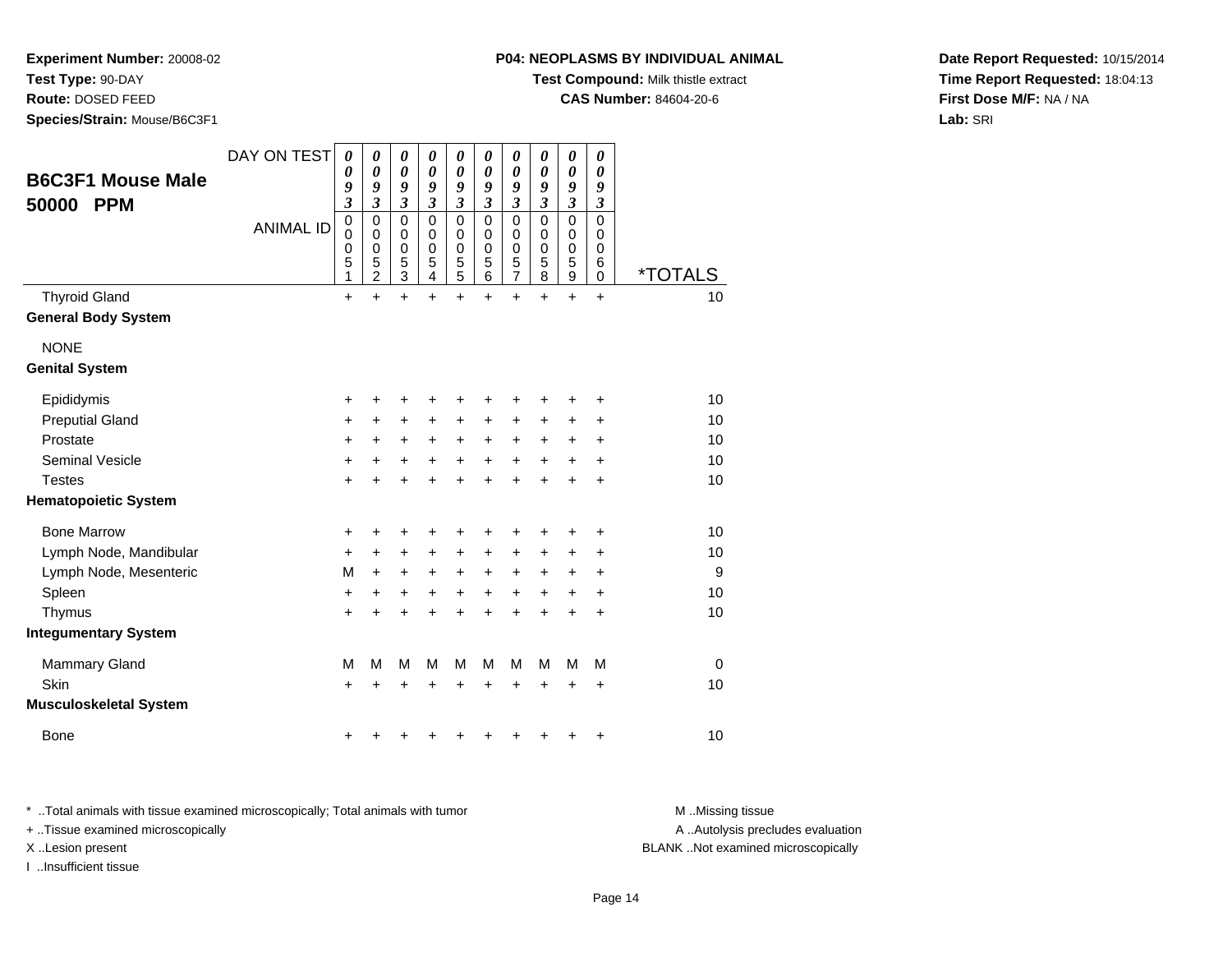**Experiment Number:** 20008-02
**Test Type:** 90-DAY
**Route:** DOSED FEED
**Species/Strain:** Mouse/B6C3F1

**P04: NEOPLASMS BY INDIVIDUAL ANIMAL**
**Test Compound:** Milk thistle extract
**CAS Number:** 84604-20-6

**Date Report Requested:** 10/15/2014
**Time Report Requested:** 18:04:13
**First Dose M/F:** NA / NA
**Lab:** SRI

## B6C3F1 Mouse Male 50000 PPM

| DAY ON TEST | 0093 | 0093 | 0093 | 0093 | 0093 | 0093 | 0093 | 0093 | 0093 | 0093 | |
|---|---|---|---|---|---|---|---|---|---|---|---|
| ANIMAL ID | 00051 | 00052 | 00053 | 00054 | 00055 | 00056 | 00057 | 00058 | 00059 | 00060 | *TOTALS |
| Thyroid Gland | + | + | + | + | + | + | + | + | + | + | 10 |
| **General Body System** | | | | | | | | | | | |
| NONE | | | | | | | | | | | |
| **Genital System** | | | | | | | | | | | |
| Epididymis | + | + | + | + | + | + | + | + | + | + | 10 |
| Preputial Gland | + | + | + | + | + | + | + | + | + | + | 10 |
| Prostate | + | + | + | + | + | + | + | + | + | + | 10 |
| Seminal Vesicle | + | + | + | + | + | + | + | + | + | + | 10 |
| Testes | + | + | + | + | + | + | + | + | + | + | 10 |
| **Hematopoietic System** | | | | | | | | | | | |
| Bone Marrow | + | + | + | + | + | + | + | + | + | + | 10 |
| Lymph Node, Mandibular | + | + | + | + | + | + | + | + | + | + | 10 |
| Lymph Node, Mesenteric | M | + | + | + | + | + | + | + | + | + | 9 |
| Spleen | + | + | + | + | + | + | + | + | + | + | 10 |
| Thymus | + | + | + | + | + | + | + | + | + | + | 10 |
| **Integumentary System** | | | | | | | | | | | |
| Mammary Gland | M | M | M | M | M | M | M | M | M | M | 0 |
| Skin | + | + | + | + | + | + | + | + | + | + | 10 |
| **Musculoskeletal System** | | | | | | | | | | | |
| Bone | + | + | + | + | + | + | + | + | + | + | 10 |

* ..Total animals with tissue examined microscopically; Total animals with tumor
+ ..Tissue examined microscopically
X ..Lesion present
I ..Insufficient tissue

M ..Missing tissue
A ..Autolysis precludes evaluation
BLANK ..Not examined microscopically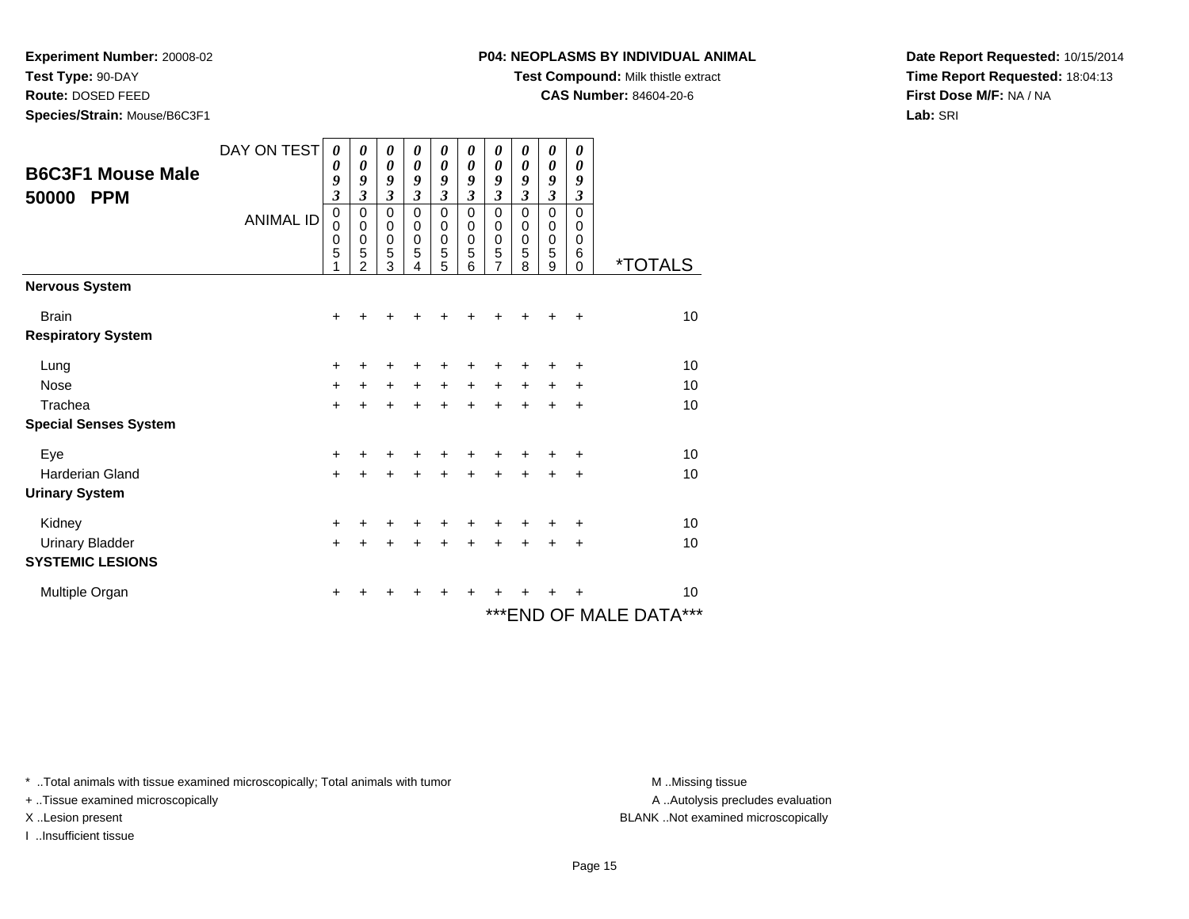**Experiment Number:** 20008-02
**Test Type:** 90-DAY
**Route:** DOSED FEED
**Species/Strain:** Mouse/B6C3F1

**P04: NEOPLASMS BY INDIVIDUAL ANIMAL**
**Test Compound:** Milk thistle extract
**CAS Number:** 84604-20-6

**Date Report Requested:** 10/15/2014
**Time Report Requested:** 18:04:13
**First Dose M/F:** NA / NA
**Lab:** SRI

## B6C3F1 Mouse Male 50000 PPM

| DAY ON TEST | 0093 | 0093 | 0093 | 0093 | 0093 | 0093 | 0093 | 0093 | 0093 | 0093 | |
|---|---|---|---|---|---|---|---|---|---|---|---|
| ANIMAL ID | 00051 | 00052 | 00053 | 00054 | 00055 | 00056 | 00057 | 00058 | 00059 | 00060 | *TOTALS |
| **Nervous System** | | | | | | | | | | | |
| Brain | + | + | + | + | + | + | + | + | + | + | 10 |
| **Respiratory System** | | | | | | | | | | | |
| Lung | + | + | + | + | + | + | + | + | + | + | 10 |
| Nose | + | + | + | + | + | + | + | + | + | + | 10 |
| Trachea | + | + | + | + | + | + | + | + | + | + | 10 |
| **Special Senses System** | | | | | | | | | | | |
| Eye | + | + | + | + | + | + | + | + | + | + | 10 |
| Harderian Gland | + | + | + | + | + | + | + | + | + | + | 10 |
| **Urinary System** | | | | | | | | | | | |
| Kidney | + | + | + | + | + | + | + | + | + | + | 10 |
| Urinary Bladder | + | + | + | + | + | + | + | + | + | + | 10 |
| **SYSTEMIC LESIONS** | | | | | | | | | | | |
| Multiple Organ | + | + | + | + | + | + | + | + | + | + | 10 |

***END OF MALE DATA***

* ..Total animals with tissue examined microscopically; Total animals with tumor
+ ..Tissue examined microscopically
X ..Lesion present
I ..Insufficient tissue

M ..Missing tissue
A ..Autolysis precludes evaluation
BLANK ..Not examined microscopically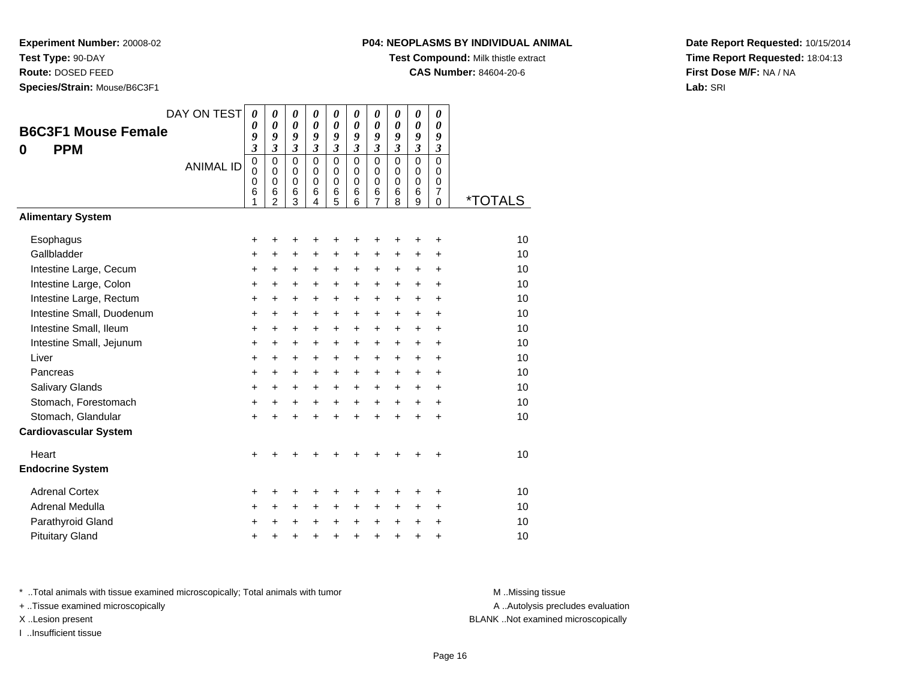**Experiment Number:** 20008-02
**Test Type:** 90-DAY
**Route:** DOSED FEED
**Species/Strain:** Mouse/B6C3F1

**P04: NEOPLASMS BY INDIVIDUAL ANIMAL**
**Test Compound:** Milk thistle extract
**CAS Number:** 84604-20-6

**Date Report Requested:** 10/15/2014
**Time Report Requested:** 18:04:13
**First Dose M/F:** NA / NA
**Lab:** SRI

## B6C3F1 Mouse Female
## 0 PPM

| DAY ON TEST | 0093 | 0093 | 0093 | 0093 | 0093 | 0093 | 0093 | 0093 | 0093 | 0093 | |
|---|---|---|---|---|---|---|---|---|---|---|---|
| ANIMAL ID | 00061 | 00062 | 00063 | 00064 | 00065 | 00066 | 00067 | 00068 | 00069 | 00070 | *TOTALS |
| **Alimentary System** | | | | | | | | | | | |
| Esophagus | + | + | + | + | + | + | + | + | + | + | 10 |
| Gallbladder | + | + | + | + | + | + | + | + | + | + | 10 |
| Intestine Large, Cecum | + | + | + | + | + | + | + | + | + | + | 10 |
| Intestine Large, Colon | + | + | + | + | + | + | + | + | + | + | 10 |
| Intestine Large, Rectum | + | + | + | + | + | + | + | + | + | + | 10 |
| Intestine Small, Duodenum | + | + | + | + | + | + | + | + | + | + | 10 |
| Intestine Small, Ileum | + | + | + | + | + | + | + | + | + | + | 10 |
| Intestine Small, Jejunum | + | + | + | + | + | + | + | + | + | + | 10 |
| Liver | + | + | + | + | + | + | + | + | + | + | 10 |
| Pancreas | + | + | + | + | + | + | + | + | + | + | 10 |
| Salivary Glands | + | + | + | + | + | + | + | + | + | + | 10 |
| Stomach, Forestomach | + | + | + | + | + | + | + | + | + | + | 10 |
| Stomach, Glandular | + | + | + | + | + | + | + | + | + | + | 10 |
| **Cardiovascular System** | | | | | | | | | | | |
| Heart | + | + | + | + | + | + | + | + | + | + | 10 |
| **Endocrine System** | | | | | | | | | | | |
| Adrenal Cortex | + | + | + | + | + | + | + | + | + | + | 10 |
| Adrenal Medulla | + | + | + | + | + | + | + | + | + | + | 10 |
| Parathyroid Gland | + | + | + | + | + | + | + | + | + | + | 10 |
| Pituitary Gland | + | + | + | + | + | + | + | + | + | + | 10 |

* ..Total animals with tissue examined microscopically; Total animals with tumor
+ ..Tissue examined microscopically
X ..Lesion present
I ..Insufficient tissue

M ..Missing tissue
A ..Autolysis precludes evaluation
BLANK ..Not examined microscopically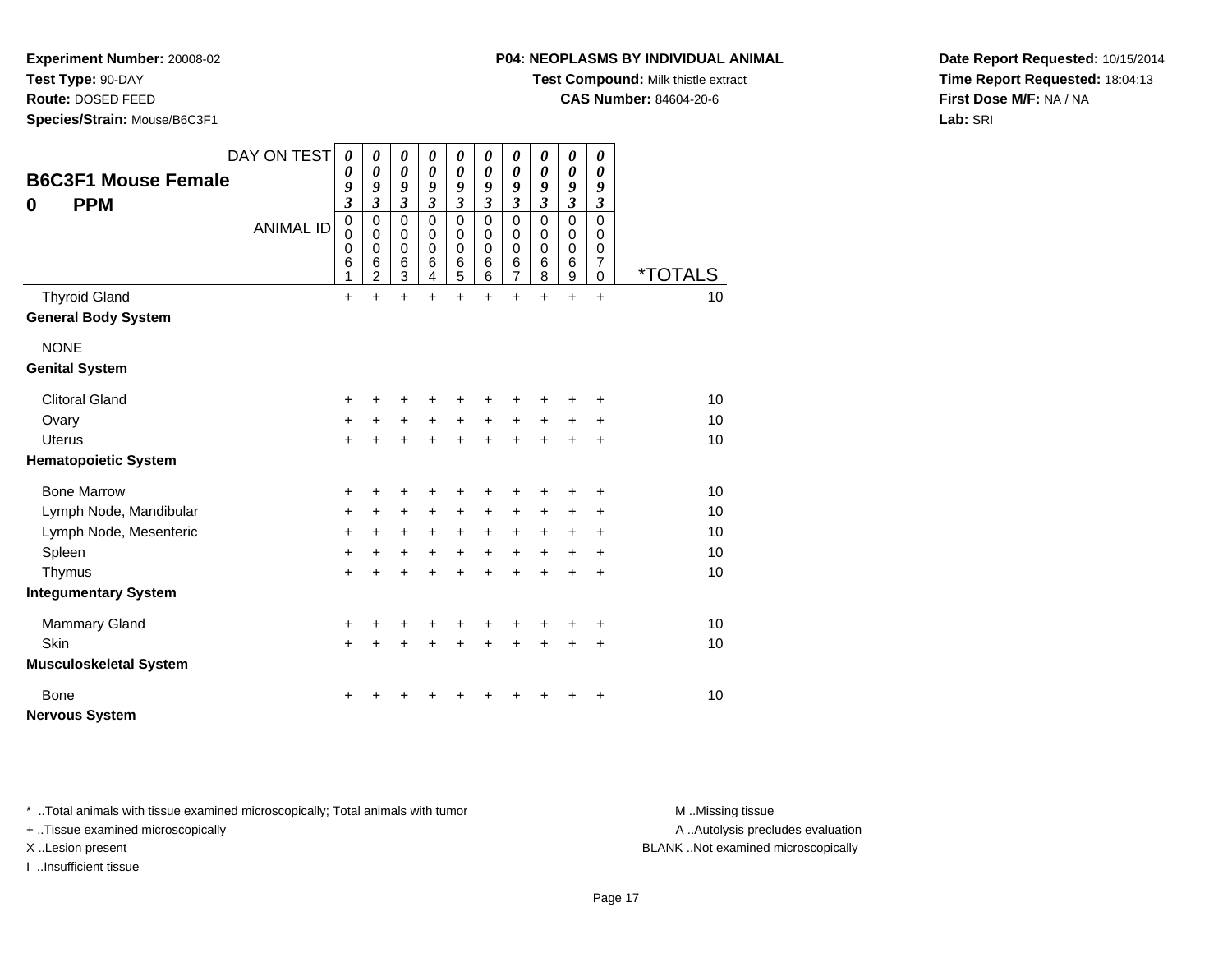**Experiment Number:** 20008-02
**Test Type:** 90-DAY
**Route:** DOSED FEED
**Species/Strain:** Mouse/B6C3F1

**P04: NEOPLASMS BY INDIVIDUAL ANIMAL**
**Test Compound:** Milk thistle extract
**CAS Number:** 84604-20-6

**Date Report Requested:** 10/15/2014
**Time Report Requested:** 18:04:13
**First Dose M/F:** NA / NA
**Lab:** SRI

## B6C3F1 Mouse Female
## 0 PPM

| DAY ON TEST | 0093 | 0093 | 0093 | 0093 | 0093 | 0093 | 0093 | 0093 | 0093 | 0093 | |
|---|---|---|---|---|---|---|---|---|---|---|---|
| **ANIMAL ID** | 00061 | 00062 | 00063 | 00064 | 00065 | 00066 | 00067 | 00068 | 00069 | 00070 | ***TOTALS** |
| Thyroid Gland | + | + | + | + | + | + | + | + | + | + | 10 |
| **General Body System** | | | | | | | | | | | |
| NONE | | | | | | | | | | | |
| **Genital System** | | | | | | | | | | | |
| Clitoral Gland | + | + | + | + | + | + | + | + | + | + | 10 |
| Ovary | + | + | + | + | + | + | + | + | + | + | 10 |
| Uterus | + | + | + | + | + | + | + | + | + | + | 10 |
| **Hematopoietic System** | | | | | | | | | | | |
| Bone Marrow | + | + | + | + | + | + | + | + | + | + | 10 |
| Lymph Node, Mandibular | + | + | + | + | + | + | + | + | + | + | 10 |
| Lymph Node, Mesenteric | + | + | + | + | + | + | + | + | + | + | 10 |
| Spleen | + | + | + | + | + | + | + | + | + | + | 10 |
| Thymus | + | + | + | + | + | + | + | + | + | + | 10 |
| **Integumentary System** | | | | | | | | | | | |
| Mammary Gland | + | + | + | + | + | + | + | + | + | + | 10 |
| Skin | + | + | + | + | + | + | + | + | + | + | 10 |
| **Musculoskeletal System** | | | | | | | | | | | |
| Bone | + | + | + | + | + | + | + | + | + | + | 10 |
| **Nervous System** | | | | | | | | | | | |

* ..Total animals with tissue examined microscopically; Total animals with tumor
+ ..Tissue examined microscopically
X ..Lesion present
I ..Insufficient tissue

M ..Missing tissue
A ..Autolysis precludes evaluation
BLANK ..Not examined microscopically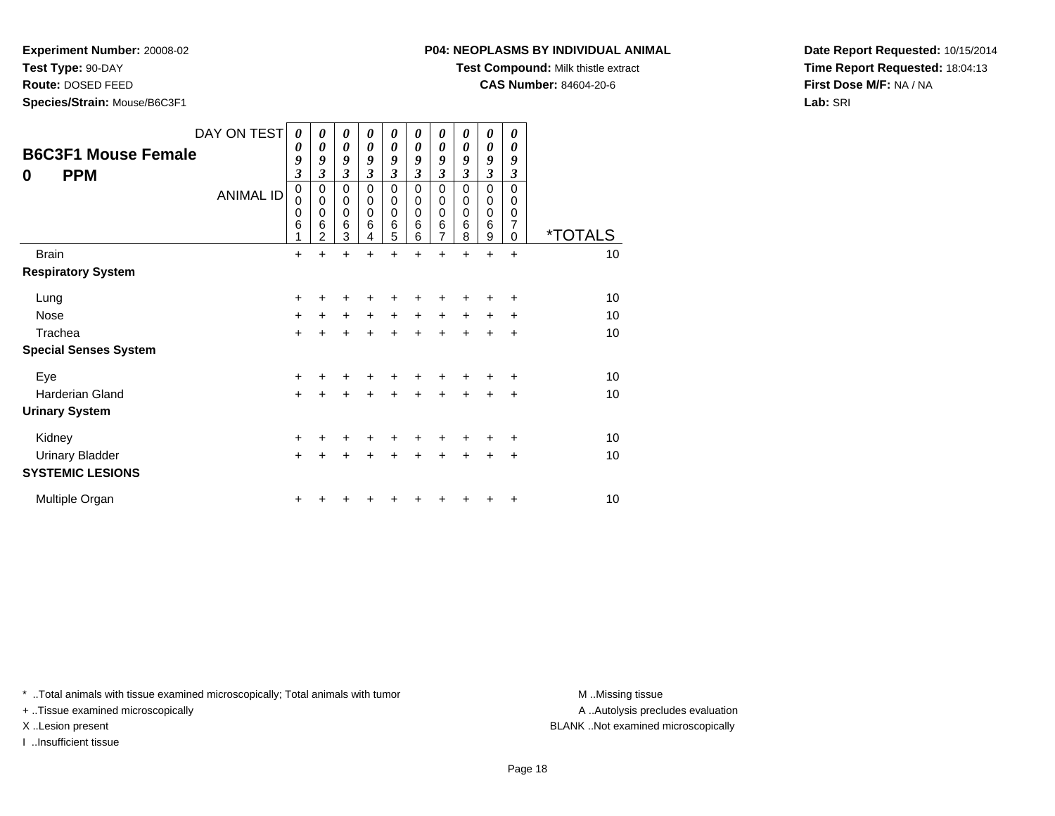**Experiment Number:** 20008-02
**Test Type:** 90-DAY
**Route:** DOSED FEED
**Species/Strain:** Mouse/B6C3F1

**P04: NEOPLASMS BY INDIVIDUAL ANIMAL**
**Test Compound:** Milk thistle extract
**CAS Number:** 84604-20-6

**Date Report Requested:** 10/15/2014
**Time Report Requested:** 18:04:13
**First Dose M/F:** NA / NA
**Lab:** SRI

## B6C3F1 Mouse Female
## 0 PPM

| DAY ON TEST | 0093 | 0093 | 0093 | 0093 | 0093 | 0093 | 0093 | 0093 | 0093 | 0093 | |
|---|---|---|---|---|---|---|---|---|---|---|---|
| **ANIMAL ID** | 00061 | 00062 | 00063 | 00064 | 00065 | 00066 | 00067 | 00068 | 00069 | 00070 | ***TOTALS** |
| Brain | + | + | + | + | + | + | + | + | + | + | 10 |
| **Respiratory System** | | | | | | | | | | | |
| Lung | + | + | + | + | + | + | + | + | + | + | 10 |
| Nose | + | + | + | + | + | + | + | + | + | + | 10 |
| Trachea | + | + | + | + | + | + | + | + | + | + | 10 |
| **Special Senses System** | | | | | | | | | | | |
| Eye | + | + | + | + | + | + | + | + | + | + | 10 |
| Harderian Gland | + | + | + | + | + | + | + | + | + | + | 10 |
| **Urinary System** | | | | | | | | | | | |
| Kidney | + | + | + | + | + | + | + | + | + | + | 10 |
| Urinary Bladder | + | + | + | + | + | + | + | + | + | + | 10 |
| **SYSTEMIC LESIONS** | | | | | | | | | | | |
| Multiple Organ | + | + | + | + | + | + | + | + | + | + | 10 |

* ..Total animals with tissue examined microscopically; Total animals with tumor
+ ..Tissue examined microscopically
X ..Lesion present
I ..Insufficient tissue

M ..Missing tissue
A ..Autolysis precludes evaluation
BLANK ..Not examined microscopically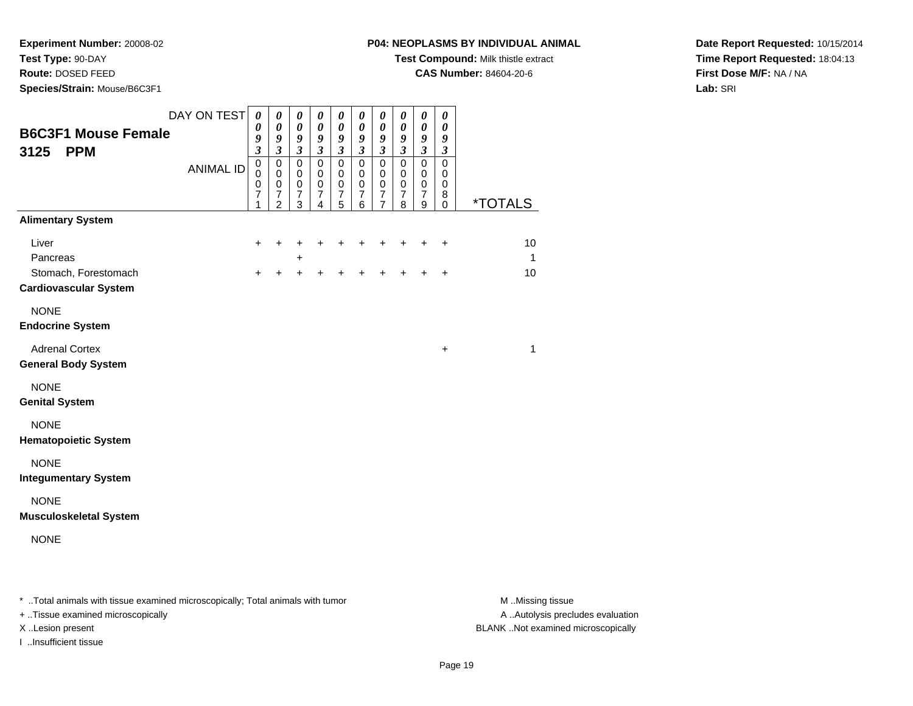**Experiment Number:** 20008-02
**Test Type:** 90-DAY
**Route:** DOSED FEED
**Species/Strain:** Mouse/B6C3F1

**P04: NEOPLASMS BY INDIVIDUAL ANIMAL**
**Test Compound:** Milk thistle extract
**CAS Number:** 84604-20-6

**Date Report Requested:** 10/15/2014
**Time Report Requested:** 18:04:13
**First Dose M/F:** NA / NA
**Lab:** SRI

## B6C3F1 Mouse Female
## 3125 PPM

| DAY ON TEST | 0093 | 0093 | 0093 | 0093 | 0093 | 0093 | 0093 | 0093 | 0093 | 0093 | |
|---|---|---|---|---|---|---|---|---|---|---|---|
| ANIMAL ID | 00071 | 00072 | 00073 | 00074 | 00075 | 00076 | 00077 | 00078 | 00079 | 00080 | *TOTALS |
| **Alimentary System** | | | | | | | | | | | |
| Liver | + | + | + | + | + | + | + | + | + | + | 10 |
| Pancreas | | | + | | | | | | | | 1 |
| Stomach, Forestomach | + | + | + | + | + | + | + | + | + | + | 10 |
| **Cardiovascular System** | | | | | | | | | | | |
| NONE | | | | | | | | | | | |
| **Endocrine System** | | | | | | | | | | | |
| Adrenal Cortex | | | | | | | | | | + | 1 |
| **General Body System** | | | | | | | | | | | |
| NONE | | | | | | | | | | | |
| **Genital System** | | | | | | | | | | | |
| NONE | | | | | | | | | | | |
| **Hematopoietic System** | | | | | | | | | | | |
| NONE | | | | | | | | | | | |
| **Integumentary System** | | | | | | | | | | | |
| NONE | | | | | | | | | | | |
| **Musculoskeletal System** | | | | | | | | | | | |
| NONE | | | | | | | | | | | |

* ..Total animals with tissue examined microscopically; Total animals with tumor
+ ..Tissue examined microscopically
X ..Lesion present
I ..Insufficient tissue

M ..Missing tissue
A ..Autolysis precludes evaluation
BLANK ..Not examined microscopically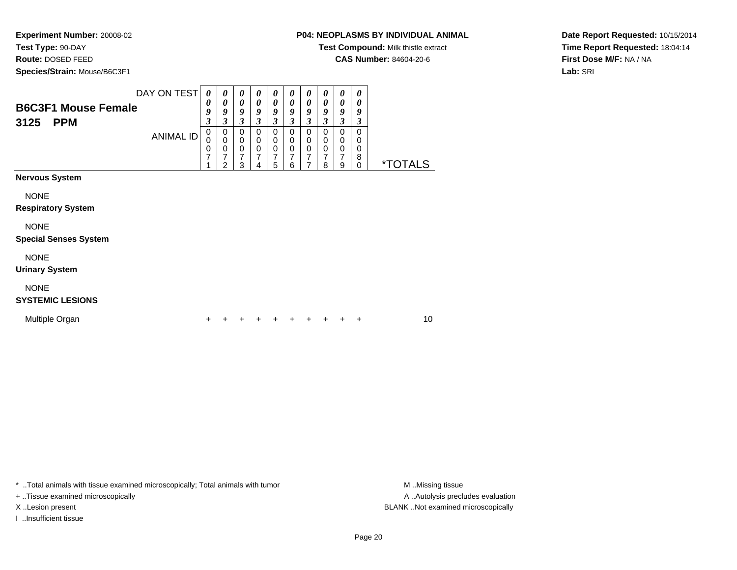**Experiment Number:** 20008-02
**Test Type:** 90-DAY
**Route:** DOSED FEED
**Species/Strain:** Mouse/B6C3F1

**P04: NEOPLASMS BY INDIVIDUAL ANIMAL**
**Test Compound:** Milk thistle extract
**CAS Number:** 84604-20-6

**Date Report Requested:** 10/15/2014
**Time Report Requested:** 18:04:14
**First Dose M/F:** NA / NA
**Lab:** SRI

## B6C3F1 Mouse Female
## 3125 PPM

| DAY ON TEST | 0093 | 0093 | 0093 | 0093 | 0093 | 0093 | 0093 | 0093 | 0093 | 0093 | |
|---|---|---|---|---|---|---|---|---|---|---|---|
| ANIMAL ID | 00071 | 00072 | 00073 | 00074 | 00075 | 00076 | 00077 | 00078 | 00079 | 00080 | *TOTALS |
| **Nervous System** | | | | | | | | | | | |
| NONE | | | | | | | | | | | |
| **Respiratory System** | | | | | | | | | | | |
| NONE | | | | | | | | | | | |
| **Special Senses System** | | | | | | | | | | | |
| NONE | | | | | | | | | | | |
| **Urinary System** | | | | | | | | | | | |
| NONE | | | | | | | | | | | |
| **SYSTEMIC LESIONS** | | | | | | | | | | | |
| Multiple Organ | + | + | + | + | + | + | + | + | + | + | 10 |

* ..Total animals with tissue examined microscopically; Total animals with tumor
+ ..Tissue examined microscopically
X ..Lesion present
I ..Insufficient tissue

M ..Missing tissue
A ..Autolysis precludes evaluation
BLANK ..Not examined microscopically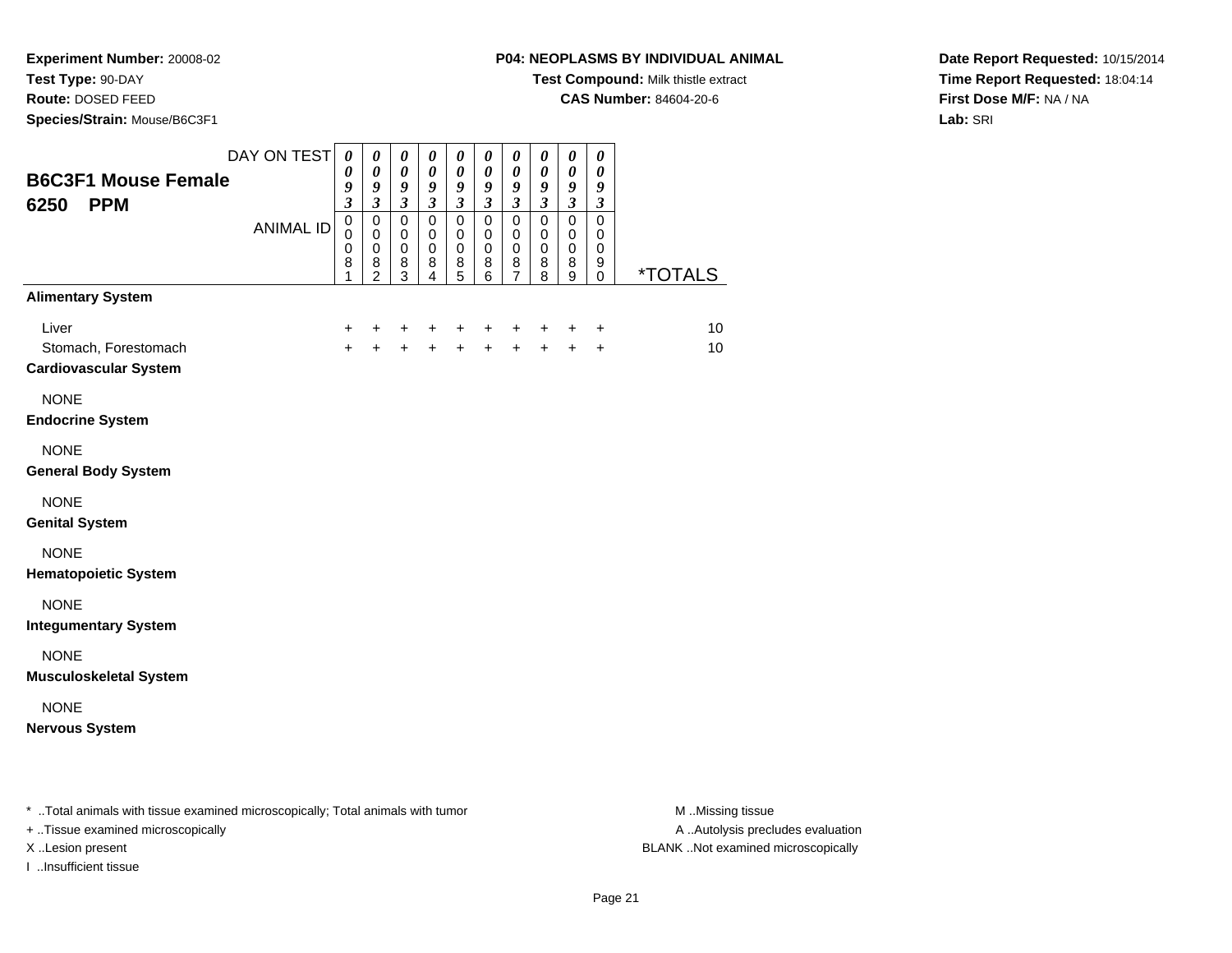**Experiment Number:** 20008-02
**Test Type:** 90-DAY
**Route:** DOSED FEED
**Species/Strain:** Mouse/B6C3F1

**P04: NEOPLASMS BY INDIVIDUAL ANIMAL**
**Test Compound:** Milk thistle extract
**CAS Number:** 84604-20-6

**Date Report Requested:** 10/15/2014
**Time Report Requested:** 18:04:14
**First Dose M/F:** NA / NA
**Lab:** SRI

## B6C3F1 Mouse Female
## 6250 PPM

| DAY ON TEST | 0093 | 0093 | 0093 | 0093 | 0093 | 0093 | 0093 | 0093 | 0093 | 0093 | |
|---|---|---|---|---|---|---|---|---|---|---|---|
| **ANIMAL ID** | 00081 | 00082 | 00083 | 00084 | 00085 | 00086 | 00087 | 00088 | 00089 | 00090 | ***TOTALS** |
| **Alimentary System** | | | | | | | | | | | |
| Liver | + | + | + | + | + | + | + | + | + | + | 10 |
| Stomach, Forestomach | + | + | + | + | + | + | + | + | + | + | 10 |
| **Cardiovascular System** | | | | | | | | | | | |
| NONE | | | | | | | | | | | |
| **Endocrine System** | | | | | | | | | | | |
| NONE | | | | | | | | | | | |
| **General Body System** | | | | | | | | | | | |
| NONE | | | | | | | | | | | |
| **Genital System** | | | | | | | | | | | |
| NONE | | | | | | | | | | | |
| **Hematopoietic System** | | | | | | | | | | | |
| NONE | | | | | | | | | | | |
| **Integumentary System** | | | | | | | | | | | |
| NONE | | | | | | | | | | | |
| **Musculoskeletal System** | | | | | | | | | | | |
| NONE | | | | | | | | | | | |
| **Nervous System** | | | | | | | | | | | |

* ..Total animals with tissue examined microscopically; Total animals with tumor
+ ..Tissue examined microscopically
X ..Lesion present
I ..Insufficient tissue

M ..Missing tissue
A ..Autolysis precludes evaluation
BLANK ..Not examined microscopically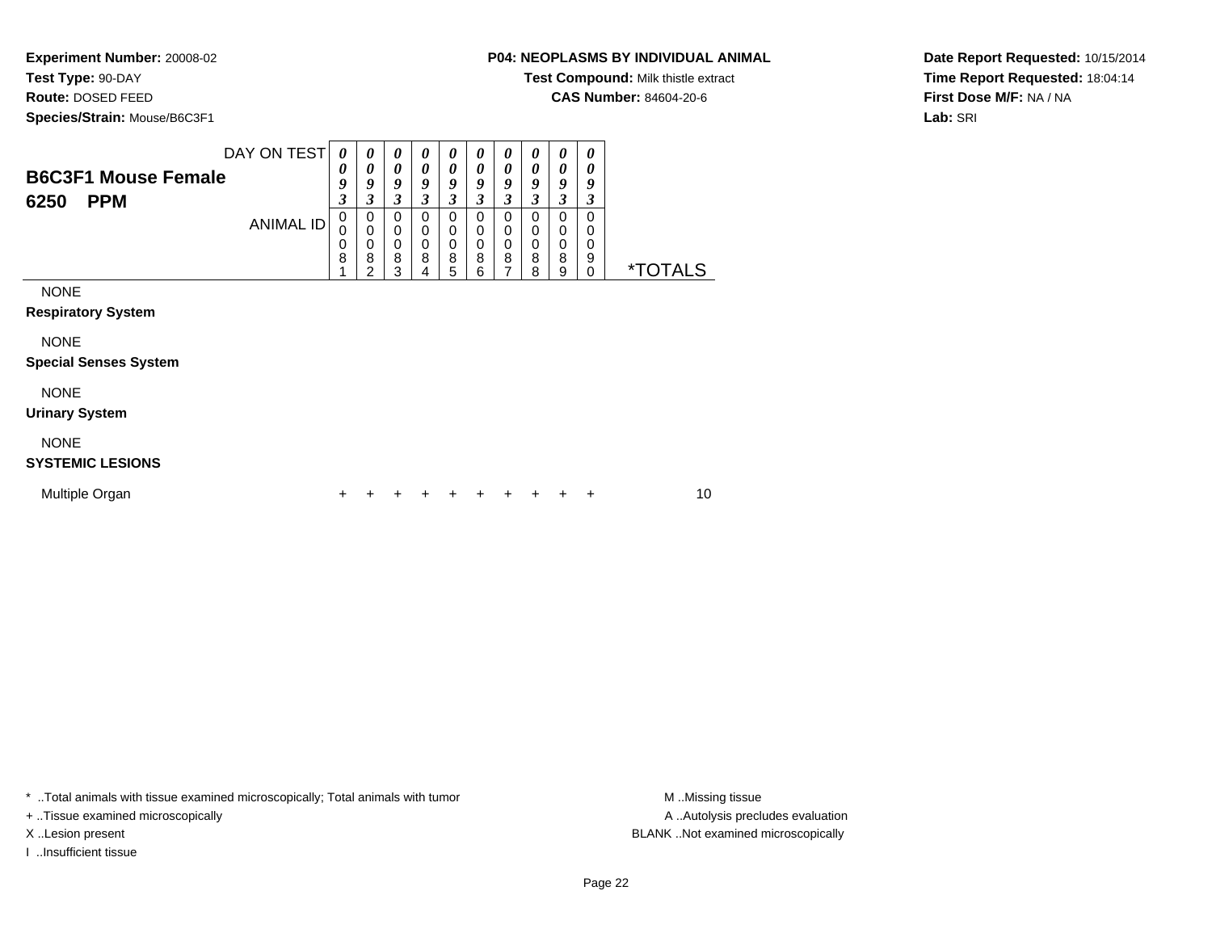**Experiment Number:** 20008-02
**Test Type:** 90-DAY
**Route:** DOSED FEED
**Species/Strain:** Mouse/B6C3F1

**P04: NEOPLASMS BY INDIVIDUAL ANIMAL**
**Test Compound:** Milk thistle extract
**CAS Number:** 84604-20-6

**Date Report Requested:** 10/15/2014
**Time Report Requested:** 18:04:14
**First Dose M/F:** NA / NA
**Lab:** SRI

## B6C3F1 Mouse Female
## 6250 PPM

| DAY ON TEST | 0093 | 0093 | 0093 | 0093 | 0093 | 0093 | 0093 | 0093 | 0093 | 0093 | |
|---|---|---|---|---|---|---|---|---|---|---|---|
| ANIMAL ID | 00081 | 00082 | 00083 | 00084 | 00085 | 00086 | 00087 | 00088 | 00089 | 00090 | *TOTALS |
| NONE | | | | | | | | | | | |
| **Respiratory System** | | | | | | | | | | | |
| NONE | | | | | | | | | | | |
| **Special Senses System** | | | | | | | | | | | |
| NONE | | | | | | | | | | | |
| **Urinary System** | | | | | | | | | | | |
| NONE | | | | | | | | | | | |
| **SYSTEMIC LESIONS** | | | | | | | | | | | |
| Multiple Organ | + | + | + | + | + | + | + | + | + | + | 10 |

* ..Total animals with tissue examined microscopically; Total animals with tumor
+ ..Tissue examined microscopically
X ..Lesion present
I ..Insufficient tissue

M ..Missing tissue
A ..Autolysis precludes evaluation
BLANK ..Not examined microscopically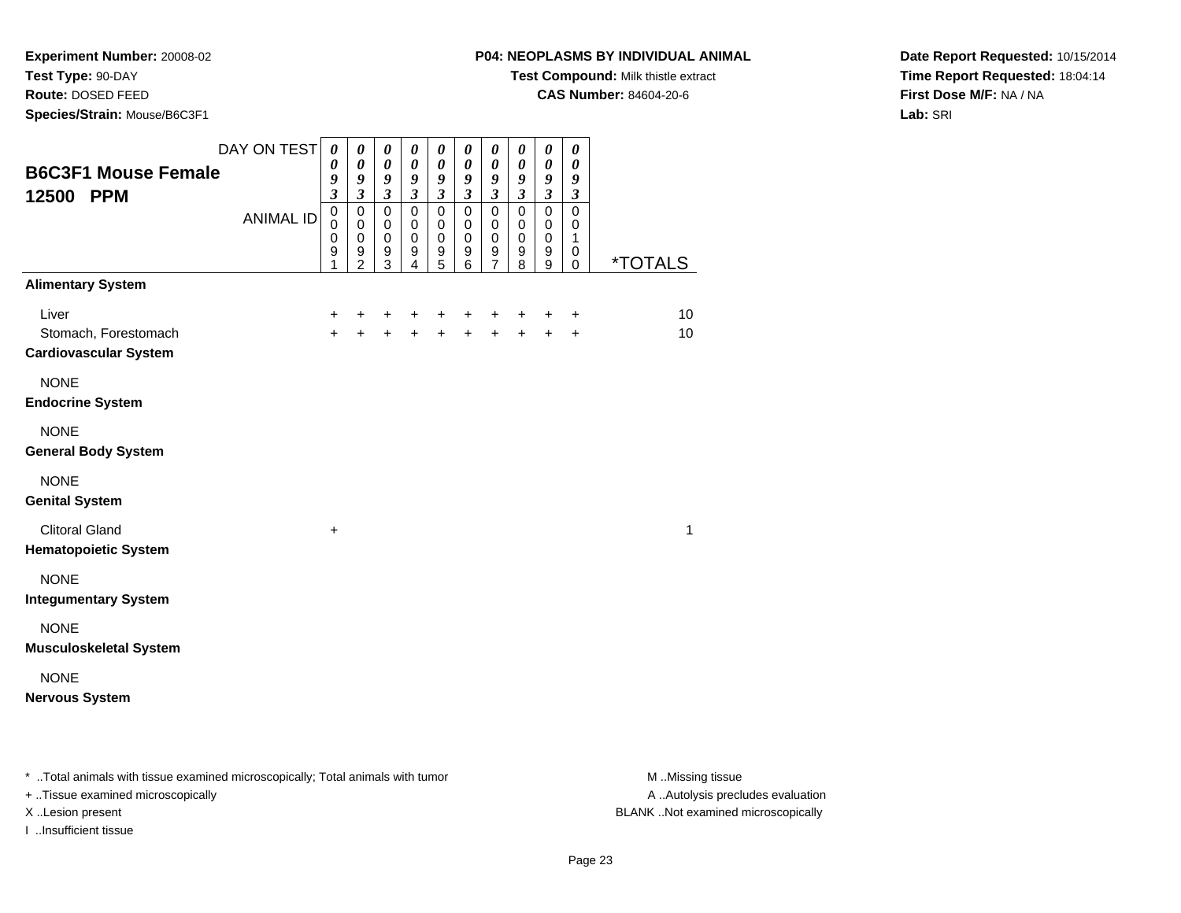**Experiment Number:** 20008-02
**Test Type:** 90-DAY
**Route:** DOSED FEED
**Species/Strain:** Mouse/B6C3F1

**P04: NEOPLASMS BY INDIVIDUAL ANIMAL**
**Test Compound:** Milk thistle extract
**CAS Number:** 84604-20-6

**Date Report Requested:** 10/15/2014
**Time Report Requested:** 18:04:14
**First Dose M/F:** NA / NA
**Lab:** SRI

## B6C3F1 Mouse Female
## 12500 PPM

| DAY ON TEST | 0093 | 0093 | 0093 | 0093 | 0093 | 0093 | 0093 | 0093 | 0093 | 0093 | |
|---|---|---|---|---|---|---|---|---|---|---|---|
| ANIMAL ID | 00091 | 00092 | 00093 | 00094 | 00095 | 00096 | 00097 | 00098 | 00099 | 00100 | *TOTALS |
| **Alimentary System** | | | | | | | | | | | |
| Liver | + | + | + | + | + | + | + | + | + | + | 10 |
| Stomach, Forestomach | + | + | + | + | + | + | + | + | + | + | 10 |
| **Cardiovascular System** | | | | | | | | | | | |
| NONE | | | | | | | | | | | |
| **Endocrine System** | | | | | | | | | | | |
| NONE | | | | | | | | | | | |
| **General Body System** | | | | | | | | | | | |
| NONE | | | | | | | | | | | |
| **Genital System** | | | | | | | | | | | |
| Clitoral Gland | + | | | | | | | | | | 1 |
| **Hematopoietic System** | | | | | | | | | | | |
| NONE | | | | | | | | | | | |
| **Integumentary System** | | | | | | | | | | | |
| NONE | | | | | | | | | | | |
| **Musculoskeletal System** | | | | | | | | | | | |
| NONE | | | | | | | | | | | |
| **Nervous System** | | | | | | | | | | | |

* ..Total animals with tissue examined microscopically; Total animals with tumor
+ ..Tissue examined microscopically
X ..Lesion present
I ..Insufficient tissue

M ..Missing tissue
A ..Autolysis precludes evaluation
BLANK ..Not examined microscopically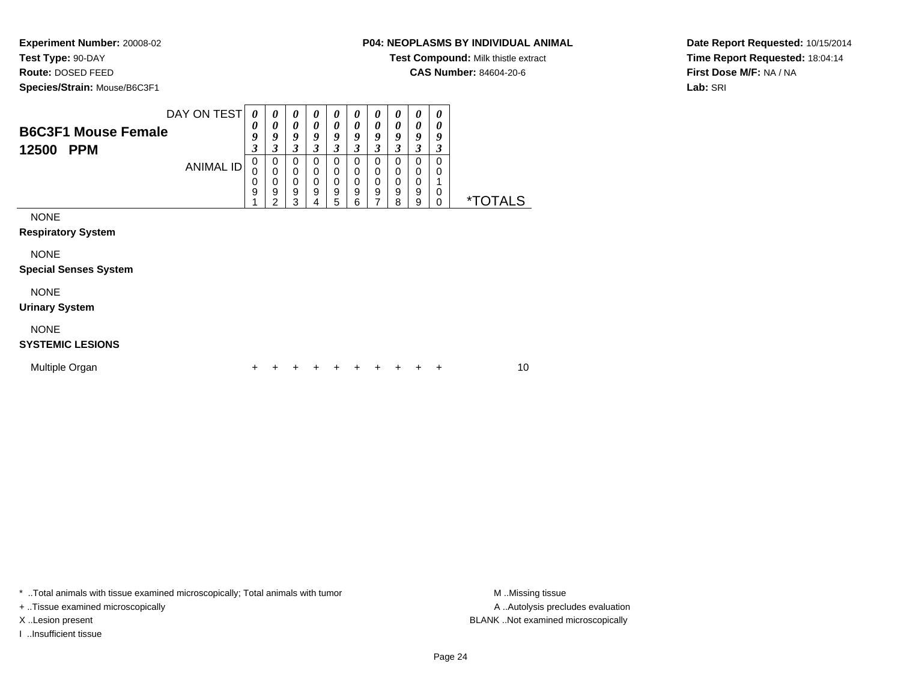**Experiment Number:** 20008-02
**Test Type:** 90-DAY
**Route:** DOSED FEED
**Species/Strain:** Mouse/B6C3F1

**P04: NEOPLASMS BY INDIVIDUAL ANIMAL**
**Test Compound:** Milk thistle extract
**CAS Number:** 84604-20-6

**Date Report Requested:** 10/15/2014
**Time Report Requested:** 18:04:14
**First Dose M/F:** NA / NA
**Lab:** SRI

## B6C3F1 Mouse Female
## 12500 PPM

| DAY ON TEST | 0093 | 0093 | 0093 | 0093 | 0093 | 0093 | 0093 | 0093 | 0093 | 0093 | |
|---|---|---|---|---|---|---|---|---|---|---|---|
| **ANIMAL ID** | 00091 | 00092 | 00093 | 00094 | 00095 | 00096 | 00097 | 00098 | 00099 | 00100 | ***TOTALS** |
| NONE | | | | | | | | | | | |
| **Respiratory System** | | | | | | | | | | | |
| NONE | | | | | | | | | | | |
| **Special Senses System** | | | | | | | | | | | |
| NONE | | | | | | | | | | | |
| **Urinary System** | | | | | | | | | | | |
| NONE | | | | | | | | | | | |
| **SYSTEMIC LESIONS** | | | | | | | | | | | |
| Multiple Organ | + | + | + | + | + | + | + | + | + | + | 10 |

* ..Total animals with tissue examined microscopically; Total animals with tumor
+ ..Tissue examined microscopically
X ..Lesion present
I ..Insufficient tissue

M ..Missing tissue
A ..Autolysis precludes evaluation
BLANK ..Not examined microscopically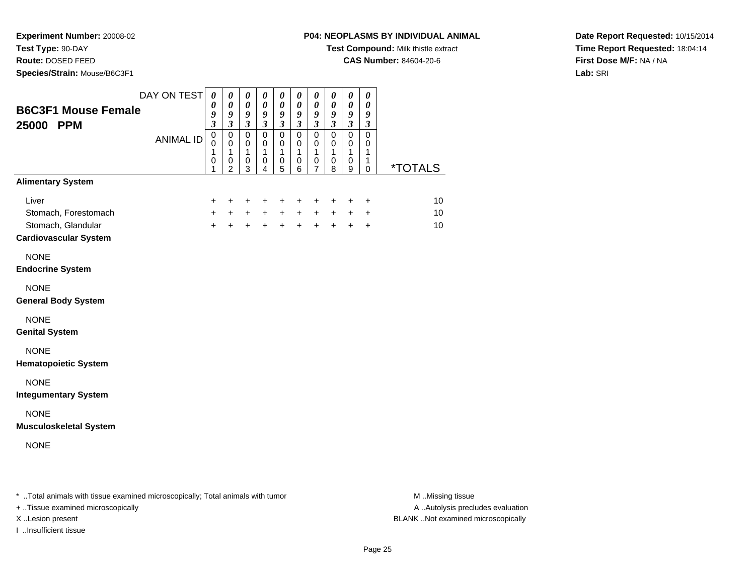**Experiment Number:** 20008-02
**Test Type:** 90-DAY
**Route:** DOSED FEED
**Species/Strain:** Mouse/B6C3F1

**P04: NEOPLASMS BY INDIVIDUAL ANIMAL**
**Test Compound:** Milk thistle extract
**CAS Number:** 84604-20-6

**Date Report Requested:** 10/15/2014
**Time Report Requested:** 18:04:14
**First Dose M/F:** NA / NA
**Lab:** SRI

## B6C3F1 Mouse Female
## 25000 PPM

| DAY ON TEST | 0093 | 0093 | 0093 | 0093 | 0093 | 0093 | 0093 | 0093 | 0093 | 0093 | |
|---|---|---|---|---|---|---|---|---|---|---|---|
| ANIMAL ID | 00101 | 00102 | 00103 | 00104 | 00105 | 00106 | 00107 | 00108 | 00109 | 00110 | *TOTALS |
| **Alimentary System** | | | | | | | | | | | |
| Liver | + | + | + | + | + | + | + | + | + | + | 10 |
| Stomach, Forestomach | + | + | + | + | + | + | + | + | + | + | 10 |
| Stomach, Glandular | + | + | + | + | + | + | + | + | + | + | 10 |
| **Cardiovascular System** | | | | | | | | | | | |
| NONE | | | | | | | | | | | |
| **Endocrine System** | | | | | | | | | | | |
| NONE | | | | | | | | | | | |
| **General Body System** | | | | | | | | | | | |
| NONE | | | | | | | | | | | |
| **Genital System** | | | | | | | | | | | |
| NONE | | | | | | | | | | | |
| **Hematopoietic System** | | | | | | | | | | | |
| NONE | | | | | | | | | | | |
| **Integumentary System** | | | | | | | | | | | |
| NONE | | | | | | | | | | | |
| **Musculoskeletal System** | | | | | | | | | | | |
| NONE | | | | | | | | | | | |

* ..Total animals with tissue examined microscopically; Total animals with tumor
+ ..Tissue examined microscopically
X ..Lesion present
I ..Insufficient tissue

M ..Missing tissue
A ..Autolysis precludes evaluation
BLANK ..Not examined microscopically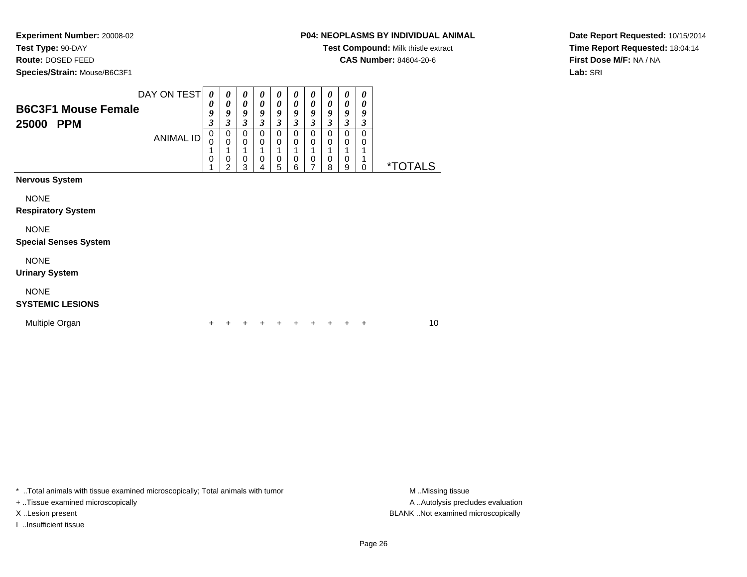**Experiment Number:** 20008-02
**Test Type:** 90-DAY
**Route:** DOSED FEED
**Species/Strain:** Mouse/B6C3F1

**P04: NEOPLASMS BY INDIVIDUAL ANIMAL**
**Test Compound:** Milk thistle extract
**CAS Number:** 84604-20-6

**Date Report Requested:** 10/15/2014
**Time Report Requested:** 18:04:14
**First Dose M/F:** NA / NA
**Lab:** SRI

## B6C3F1 Mouse Female
## 25000 PPM

| DAY ON TEST | 0093 | 0093 | 0093 | 0093 | 0093 | 0093 | 0093 | 0093 | 0093 | 0093 | |
|---|---|---|---|---|---|---|---|---|---|---|---|
| ANIMAL ID | 00101 | 00102 | 00103 | 00104 | 00105 | 00106 | 00107 | 00108 | 00109 | 00110 | *TOTALS |
| **Nervous System** | | | | | | | | | | | |
| NONE | | | | | | | | | | | |
| **Respiratory System** | | | | | | | | | | | |
| NONE | | | | | | | | | | | |
| **Special Senses System** | | | | | | | | | | | |
| NONE | | | | | | | | | | | |
| **Urinary System** | | | | | | | | | | | |
| NONE | | | | | | | | | | | |
| **SYSTEMIC LESIONS** | | | | | | | | | | | |
| Multiple Organ | + | + | + | + | + | + | + | + | + | + | 10 |

* ..Total animals with tissue examined microscopically; Total animals with tumor
+ ..Tissue examined microscopically
X ..Lesion present
I ..Insufficient tissue

M ..Missing tissue
A ..Autolysis precludes evaluation
BLANK ..Not examined microscopically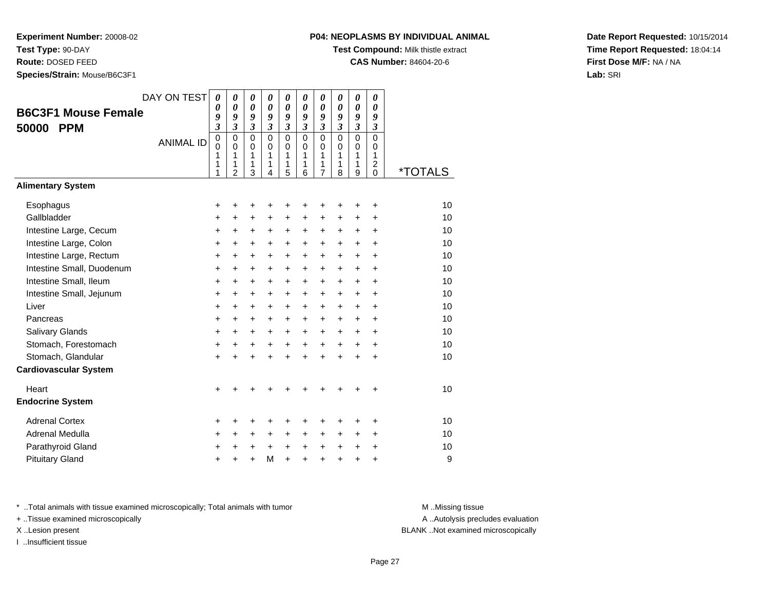**Experiment Number:** 20008-02
**Test Type:** 90-DAY
**Route:** DOSED FEED
**Species/Strain:** Mouse/B6C3F1

**P04: NEOPLASMS BY INDIVIDUAL ANIMAL**
**Test Compound:** Milk thistle extract
**CAS Number:** 84604-20-6

**Date Report Requested:** 10/15/2014
**Time Report Requested:** 18:04:14
**First Dose M/F:** NA / NA
**Lab:** SRI

## B6C3F1 Mouse Female
## 50000 PPM

| DAY ON TEST | 0093 | 0093 | 0093 | 0093 | 0093 | 0093 | 0093 | 0093 | 0093 | 0093 | |
|---|---|---|---|---|---|---|---|---|---|---|---|
| ANIMAL ID | 00111 | 00112 | 00113 | 00114 | 00115 | 00116 | 00117 | 00118 | 00119 | 00120 | *TOTALS |
| **Alimentary System** | | | | | | | | | | | |
| Esophagus | + | + | + | + | + | + | + | + | + | + | 10 |
| Gallbladder | + | + | + | + | + | + | + | + | + | + | 10 |
| Intestine Large, Cecum | + | + | + | + | + | + | + | + | + | + | 10 |
| Intestine Large, Colon | + | + | + | + | + | + | + | + | + | + | 10 |
| Intestine Large, Rectum | + | + | + | + | + | + | + | + | + | + | 10 |
| Intestine Small, Duodenum | + | + | + | + | + | + | + | + | + | + | 10 |
| Intestine Small, Ileum | + | + | + | + | + | + | + | + | + | + | 10 |
| Intestine Small, Jejunum | + | + | + | + | + | + | + | + | + | + | 10 |
| Liver | + | + | + | + | + | + | + | + | + | + | 10 |
| Pancreas | + | + | + | + | + | + | + | + | + | + | 10 |
| Salivary Glands | + | + | + | + | + | + | + | + | + | + | 10 |
| Stomach, Forestomach | + | + | + | + | + | + | + | + | + | + | 10 |
| Stomach, Glandular | + | + | + | + | + | + | + | + | + | + | 10 |
| **Cardiovascular System** | | | | | | | | | | | |
| Heart | + | + | + | + | + | + | + | + | + | + | 10 |
| **Endocrine System** | | | | | | | | | | | |
| Adrenal Cortex | + | + | + | + | + | + | + | + | + | + | 10 |
| Adrenal Medulla | + | + | + | + | + | + | + | + | + | + | 10 |
| Parathyroid Gland | + | + | + | + | + | + | + | + | + | + | 10 |
| Pituitary Gland | + | + | + | M | + | + | + | + | + | + | 9 |

* ..Total animals with tissue examined microscopically; Total animals with tumor
+ ..Tissue examined microscopically
X ..Lesion present
I ..Insufficient tissue

M ..Missing tissue
A ..Autolysis precludes evaluation
BLANK ..Not examined microscopically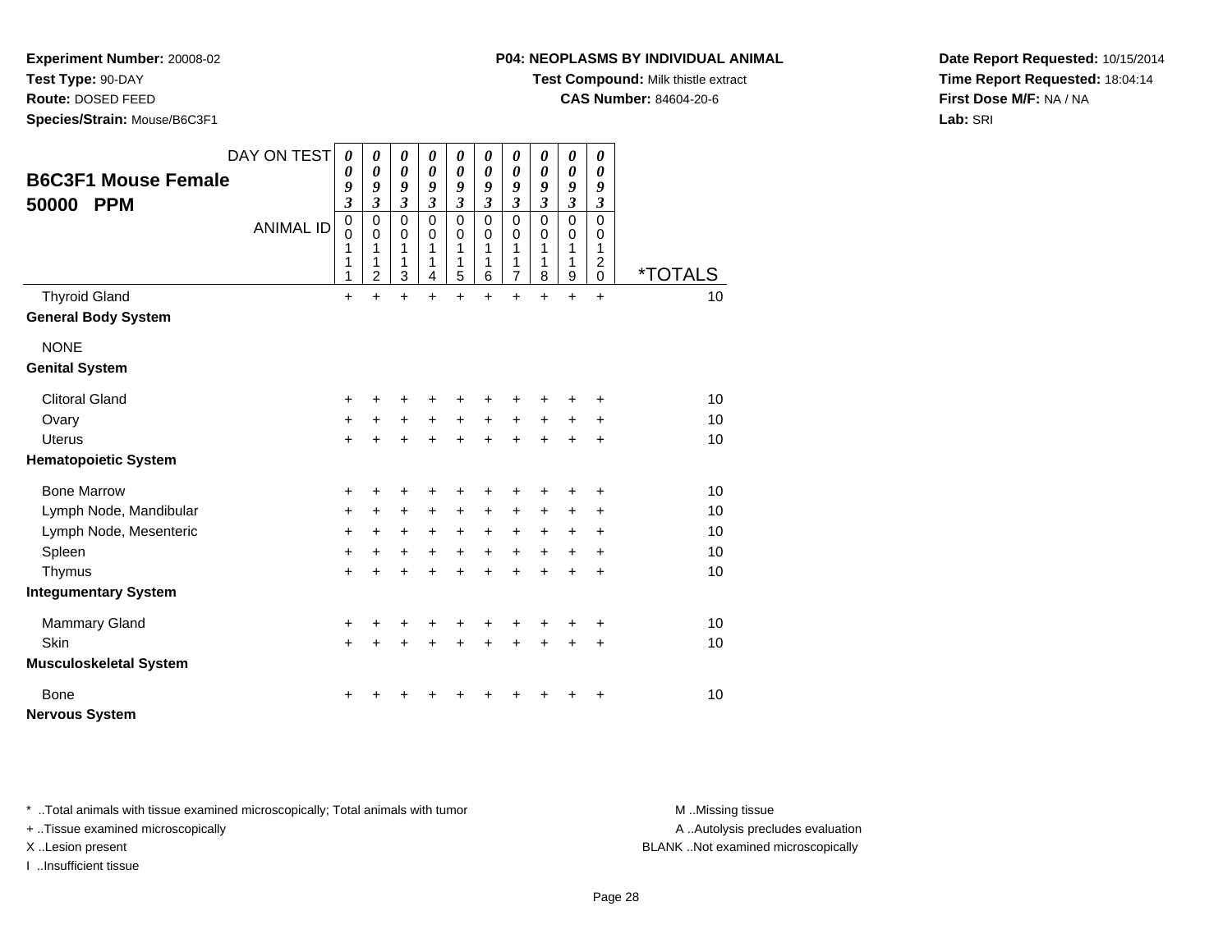**Experiment Number:** 20008-02
**Test Type:** 90-DAY
**Route:** DOSED FEED
**Species/Strain:** Mouse/B6C3F1

**P04: NEOPLASMS BY INDIVIDUAL ANIMAL**
**Test Compound:** Milk thistle extract
**CAS Number:** 84604-20-6

**Date Report Requested:** 10/15/2014
**Time Report Requested:** 18:04:14
**First Dose M/F:** NA / NA
**Lab:** SRI

## B6C3F1 Mouse Female 50000 PPM

| DAY ON TEST | 0093 | 0093 | 0093 | 0093 | 0093 | 0093 | 0093 | 0093 | 0093 | 0093 | |
|---|---|---|---|---|---|---|---|---|---|---|---|
| ANIMAL ID | 00111 | 00112 | 00113 | 00114 | 00115 | 00116 | 00117 | 00118 | 00119 | 00120 | *TOTALS |
| Thyroid Gland | + | + | + | + | + | + | + | + | + | + | 10 |
| **General Body System** | | | | | | | | | | | |
| NONE | | | | | | | | | | | |
| **Genital System** | | | | | | | | | | | |
| Clitoral Gland | + | + | + | + | + | + | + | + | + | + | 10 |
| Ovary | + | + | + | + | + | + | + | + | + | + | 10 |
| Uterus | + | + | + | + | + | + | + | + | + | + | 10 |
| **Hematopoietic System** | | | | | | | | | | | |
| Bone Marrow | + | + | + | + | + | + | + | + | + | + | 10 |
| Lymph Node, Mandibular | + | + | + | + | + | + | + | + | + | + | 10 |
| Lymph Node, Mesenteric | + | + | + | + | + | + | + | + | + | + | 10 |
| Spleen | + | + | + | + | + | + | + | + | + | + | 10 |
| Thymus | + | + | + | + | + | + | + | + | + | + | 10 |
| **Integumentary System** | | | | | | | | | | | |
| Mammary Gland | + | + | + | + | + | + | + | + | + | + | 10 |
| Skin | + | + | + | + | + | + | + | + | + | + | 10 |
| **Musculoskeletal System** | | | | | | | | | | | |
| Bone | + | + | + | + | + | + | + | + | + | + | 10 |
| **Nervous System** | | | | | | | | | | | |

* ..Total animals with tissue examined microscopically; Total animals with tumor
+ ..Tissue examined microscopically
X ..Lesion present
I ..Insufficient tissue

M ..Missing tissue
A ..Autolysis precludes evaluation
BLANK ..Not examined microscopically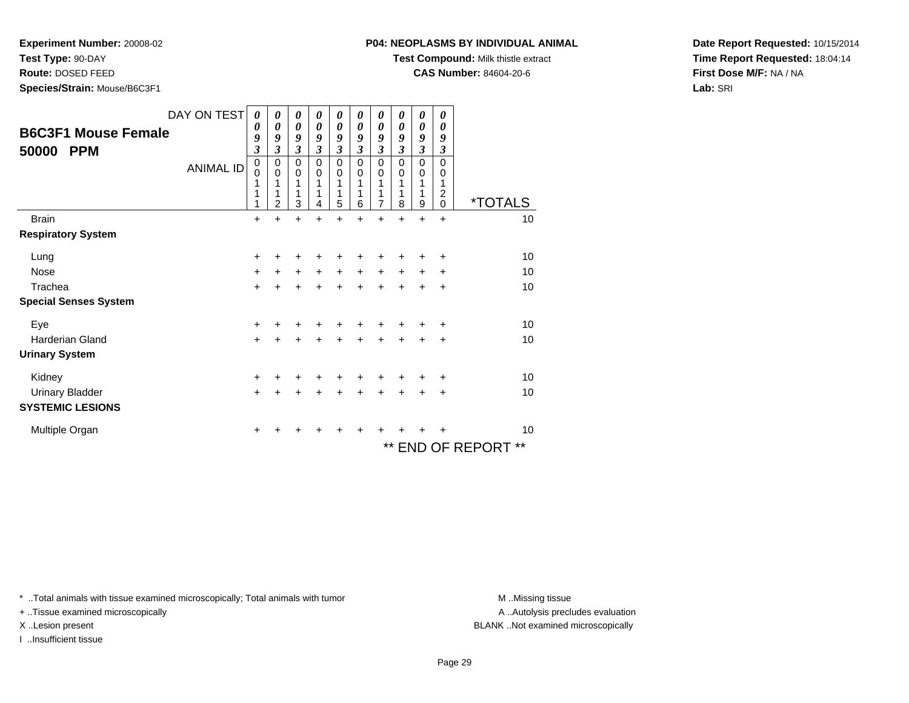**Experiment Number:** 20008-02
**Test Type:** 90-DAY
**Route:** DOSED FEED
**Species/Strain:** Mouse/B6C3F1

**P04: NEOPLASMS BY INDIVIDUAL ANIMAL**
**Test Compound:** Milk thistle extract
**CAS Number:** 84604-20-6

**Date Report Requested:** 10/15/2014
**Time Report Requested:** 18:04:14
**First Dose M/F:** NA / NA
**Lab:** SRI

## B6C3F1 Mouse Female 50000 PPM

| DAY ON TEST | 0093 | 0093 | 0093 | 0093 | 0093 | 0093 | 0093 | 0093 | 0093 | 0093 | |
|---|---|---|---|---|---|---|---|---|---|---|---|
| ANIMAL ID | 00111 | 00112 | 00113 | 00114 | 00115 | 00116 | 00117 | 00118 | 00119 | 00120 | *TOTALS |
| Brain | + | + | + | + | + | + | + | + | + | + | 10 |
| **Respiratory System** | | | | | | | | | | | |
| Lung | + | + | + | + | + | + | + | + | + | + | 10 |
| Nose | + | + | + | + | + | + | + | + | + | + | 10 |
| Trachea | + | + | + | + | + | + | + | + | + | + | 10 |
| **Special Senses System** | | | | | | | | | | | |
| Eye | + | + | + | + | + | + | + | + | + | + | 10 |
| Harderian Gland | + | + | + | + | + | + | + | + | + | + | 10 |
| **Urinary System** | | | | | | | | | | | |
| Kidney | + | + | + | + | + | + | + | + | + | + | 10 |
| Urinary Bladder | + | + | + | + | + | + | + | + | + | + | 10 |
| **SYSTEMIC LESIONS** | | | | | | | | | | | |
| Multiple Organ | + | + | + | + | + | + | + | + | + | + | 10 |

** END OF REPORT **

* ..Total animals with tissue examined microscopically; Total animals with tumor
+ ..Tissue examined microscopically
X ..Lesion present
I ..Insufficient tissue

M ..Missing tissue
A ..Autolysis precludes evaluation
BLANK ..Not examined microscopically